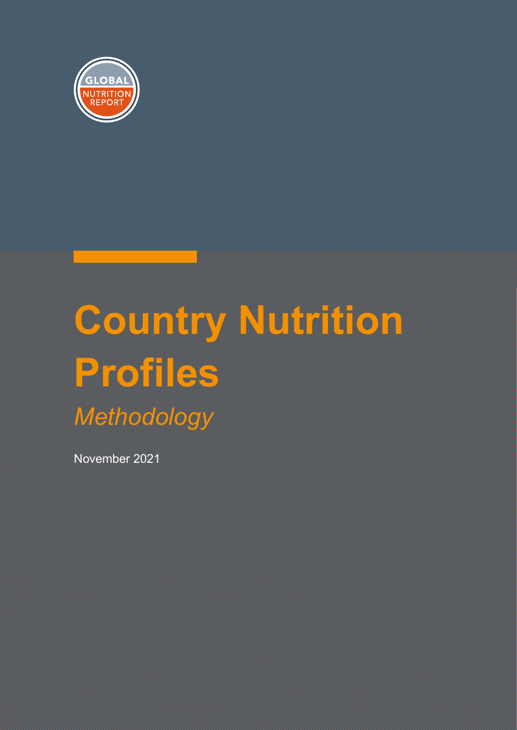GLOBAL NUTRITION REPORT

# Country Nutrition Profiles

*Methodology*

November 2021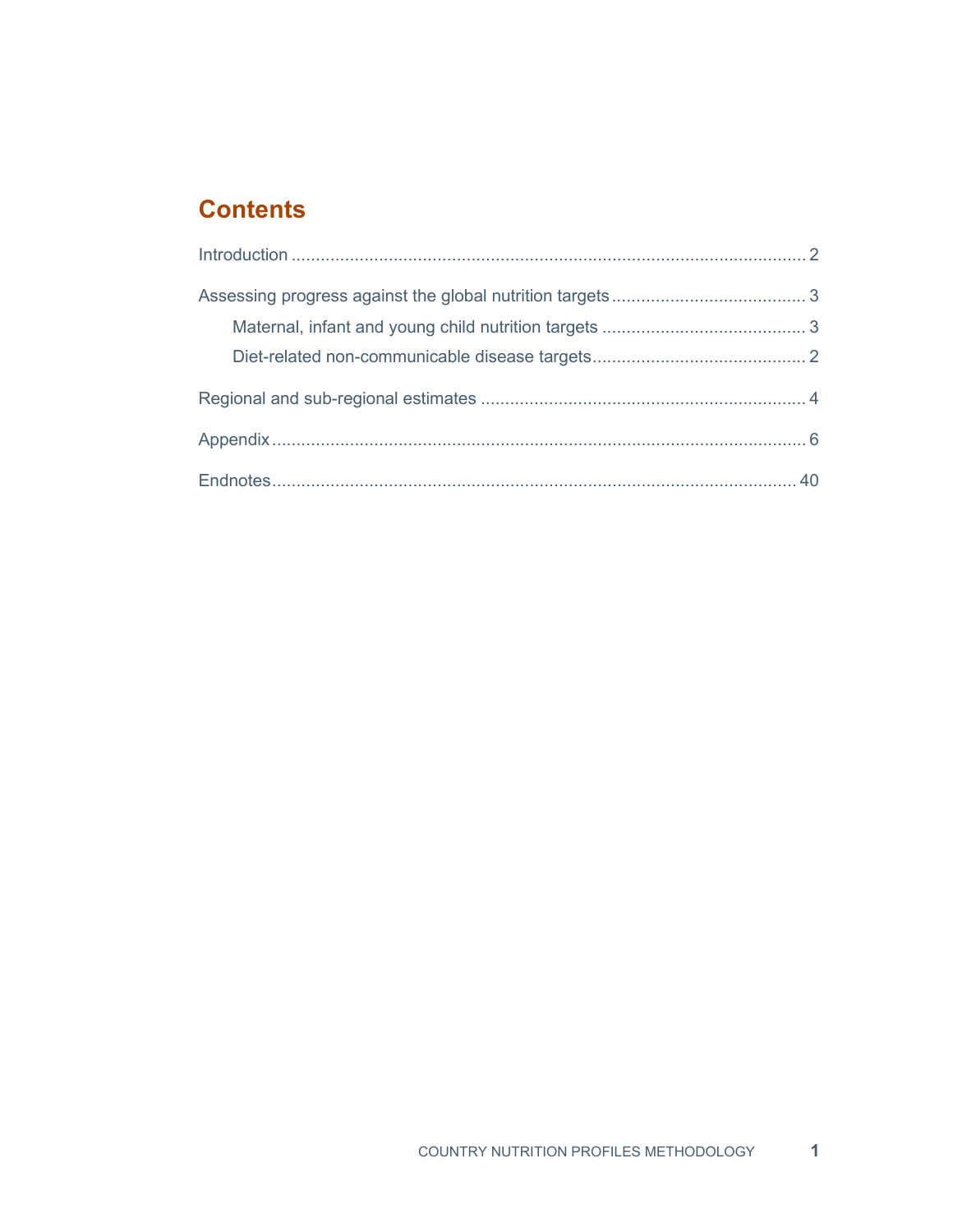## Contents

Introduction ........................................................................................................ 2

Assessing progress against the global nutrition targets ....................................... 3

- Maternal, infant and young child nutrition targets ......................................... 3
- Diet-related non-communicable disease targets ........................................... 2

Regional and sub-regional estimates .................................................................. 4

Appendix ............................................................................................................. 6

Endnotes ........................................................................................................... 40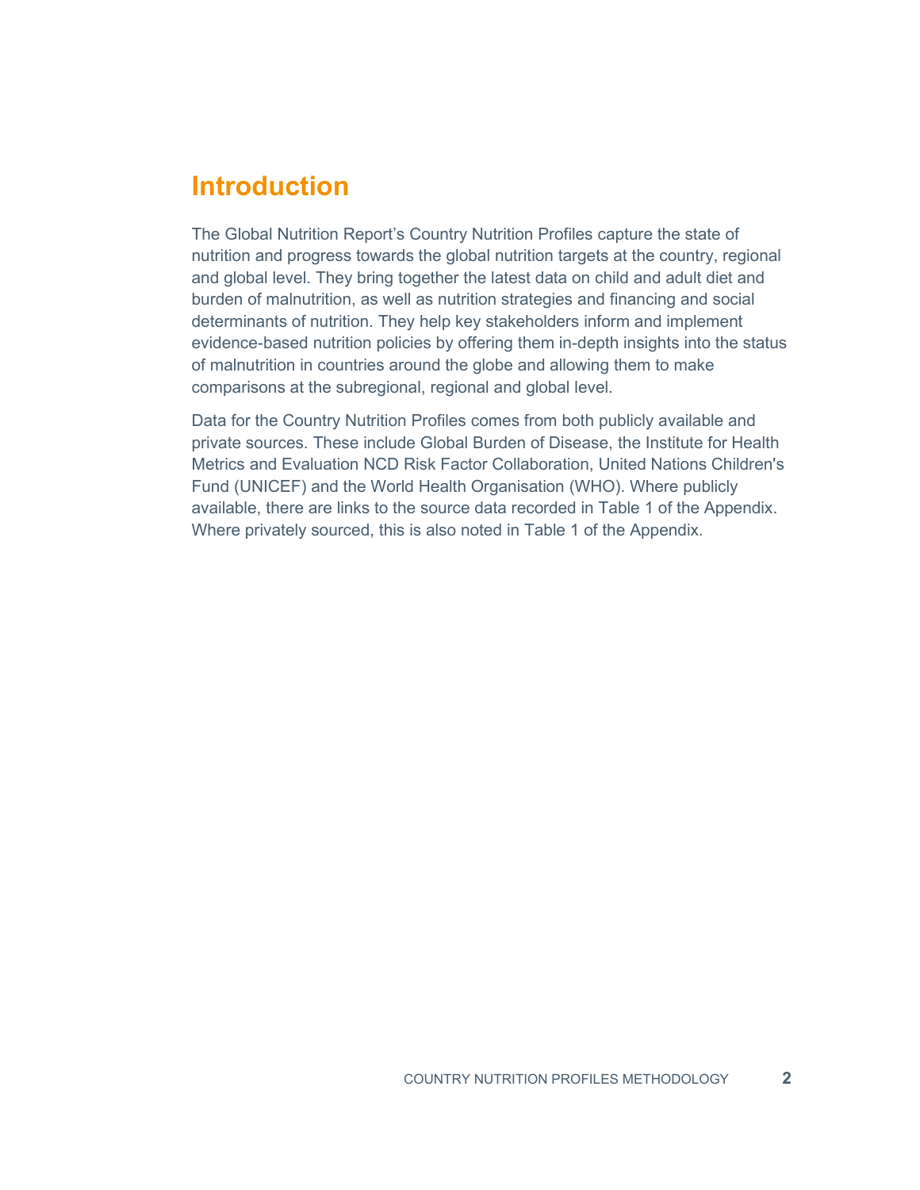# Introduction

The Global Nutrition Report's Country Nutrition Profiles capture the state of nutrition and progress towards the global nutrition targets at the country, regional and global level. They bring together the latest data on child and adult diet and burden of malnutrition, as well as nutrition strategies and financing and social determinants of nutrition. They help key stakeholders inform and implement evidence-based nutrition policies by offering them in-depth insights into the status of malnutrition in countries around the globe and allowing them to make comparisons at the subregional, regional and global level.

Data for the Country Nutrition Profiles comes from both publicly available and private sources. These include Global Burden of Disease, the Institute for Health Metrics and Evaluation NCD Risk Factor Collaboration, United Nations Children's Fund (UNICEF) and the World Health Organisation (WHO). Where publicly available, there are links to the source data recorded in Table 1 of the Appendix. Where privately sourced, this is also noted in Table 1 of the Appendix.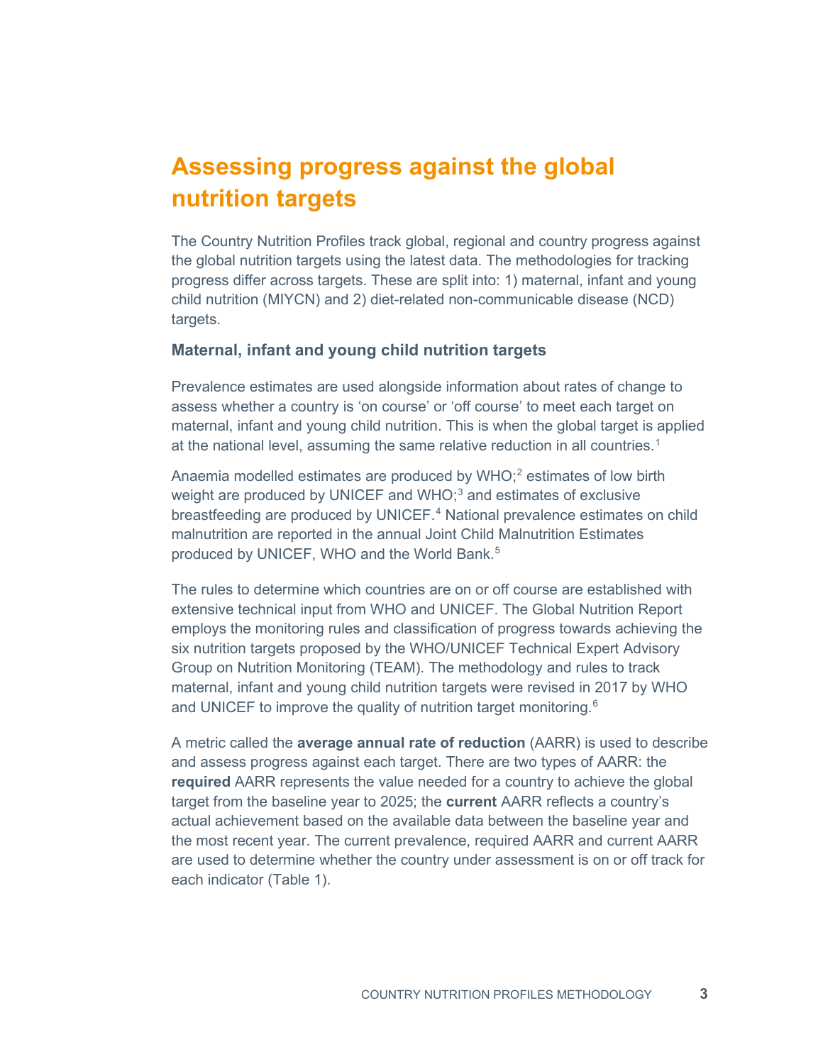# Assessing progress against the global nutrition targets

The Country Nutrition Profiles track global, regional and country progress against the global nutrition targets using the latest data. The methodologies for tracking progress differ across targets. These are split into: 1) maternal, infant and young child nutrition (MIYCN) and 2) diet-related non-communicable disease (NCD) targets.

### Maternal, infant and young child nutrition targets

Prevalence estimates are used alongside information about rates of change to assess whether a country is 'on course' or 'off course' to meet each target on maternal, infant and young child nutrition. This is when the global target is applied at the national level, assuming the same relative reduction in all countries.[1]

Anaemia modelled estimates are produced by WHO;[2] estimates of low birth weight are produced by UNICEF and WHO;[3] and estimates of exclusive breastfeeding are produced by UNICEF.[4] National prevalence estimates on child malnutrition are reported in the annual Joint Child Malnutrition Estimates produced by UNICEF, WHO and the World Bank.[5]

The rules to determine which countries are on or off course are established with extensive technical input from WHO and UNICEF. The Global Nutrition Report employs the monitoring rules and classification of progress towards achieving the six nutrition targets proposed by the WHO/UNICEF Technical Expert Advisory Group on Nutrition Monitoring (TEAM). The methodology and rules to track maternal, infant and young child nutrition targets were revised in 2017 by WHO and UNICEF to improve the quality of nutrition target monitoring.[6]

A metric called the **average annual rate of reduction** (AARR) is used to describe and assess progress against each target. There are two types of AARR: the **required** AARR represents the value needed for a country to achieve the global target from the baseline year to 2025; the **current** AARR reflects a country's actual achievement based on the available data between the baseline year and the most recent year. The current prevalence, required AARR and current AARR are used to determine whether the country under assessment is on or off track for each indicator (Table 1).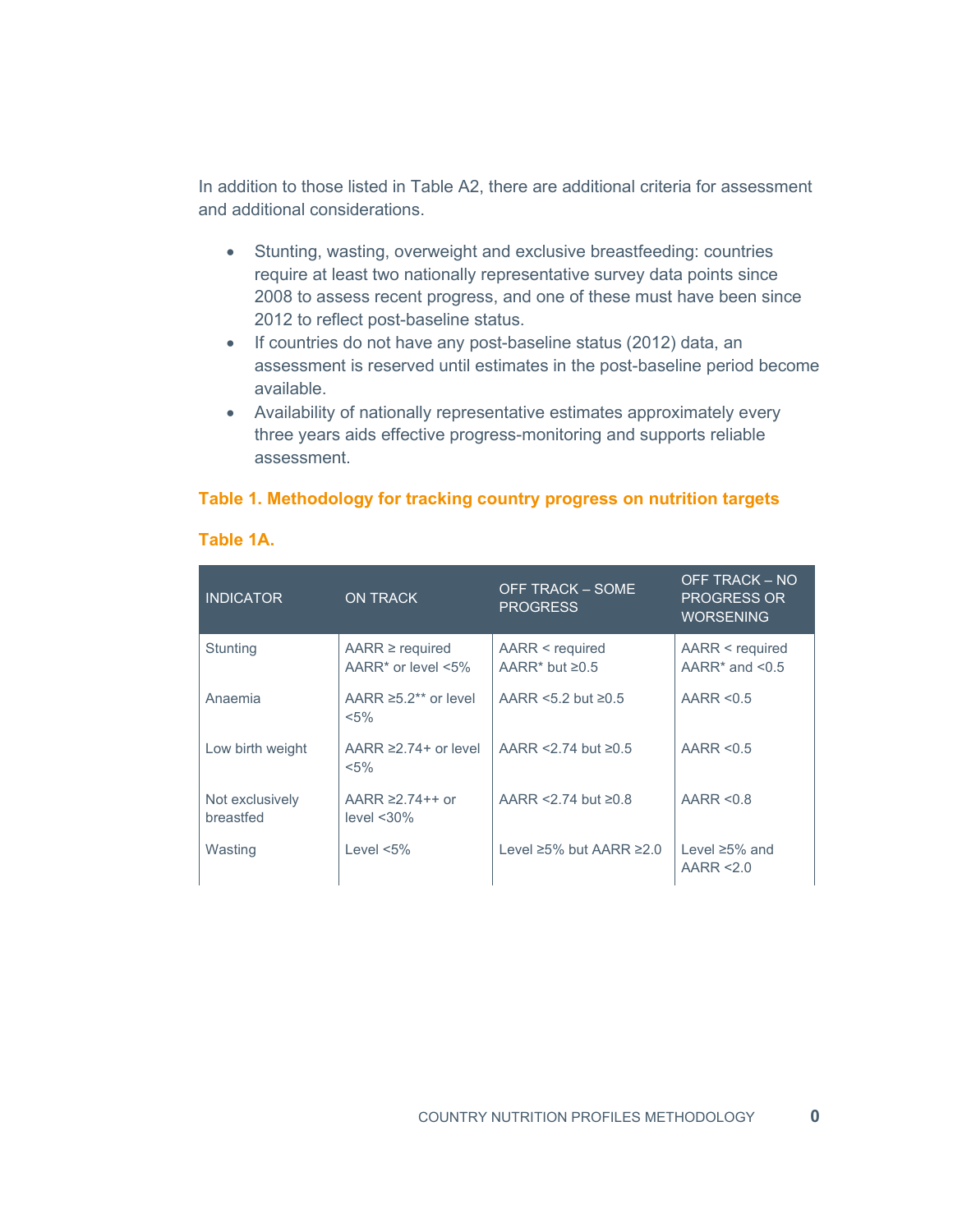In addition to those listed in Table A2, there are additional criteria for assessment and additional considerations.

- Stunting, wasting, overweight and exclusive breastfeeding: countries require at least two nationally representative survey data points since 2008 to assess recent progress, and one of these must have been since 2012 to reflect post-baseline status.
- If countries do not have any post-baseline status (2012) data, an assessment is reserved until estimates in the post-baseline period become available.
- Availability of nationally representative estimates approximately every three years aids effective progress-monitoring and supports reliable assessment.

### Table 1. Methodology for tracking country progress on nutrition targets

#### Table 1A.

| INDICATOR | ON TRACK | OFF TRACK – SOME PROGRESS | OFF TRACK – NO PROGRESS OR WORSENING |
| --- | --- | --- | --- |
| Stunting | AARR ≥ required AARR* or level <5% | AARR < required AARR* but ≥0.5 | AARR < required AARR* and <0.5 |
| Anaemia | AARR ≥5.2** or level <5% | AARR <5.2 but ≥0.5 | AARR <0.5 |
| Low birth weight | AARR ≥2.74+ or level <5% | AARR <2.74 but ≥0.5 | AARR <0.5 |
| Not exclusively breastfed | AARR ≥2.74++ or level <30% | AARR <2.74 but ≥0.8 | AARR <0.8 |
| Wasting | Level <5% | Level ≥5% but AARR ≥2.0 | Level ≥5% and AARR <2.0 |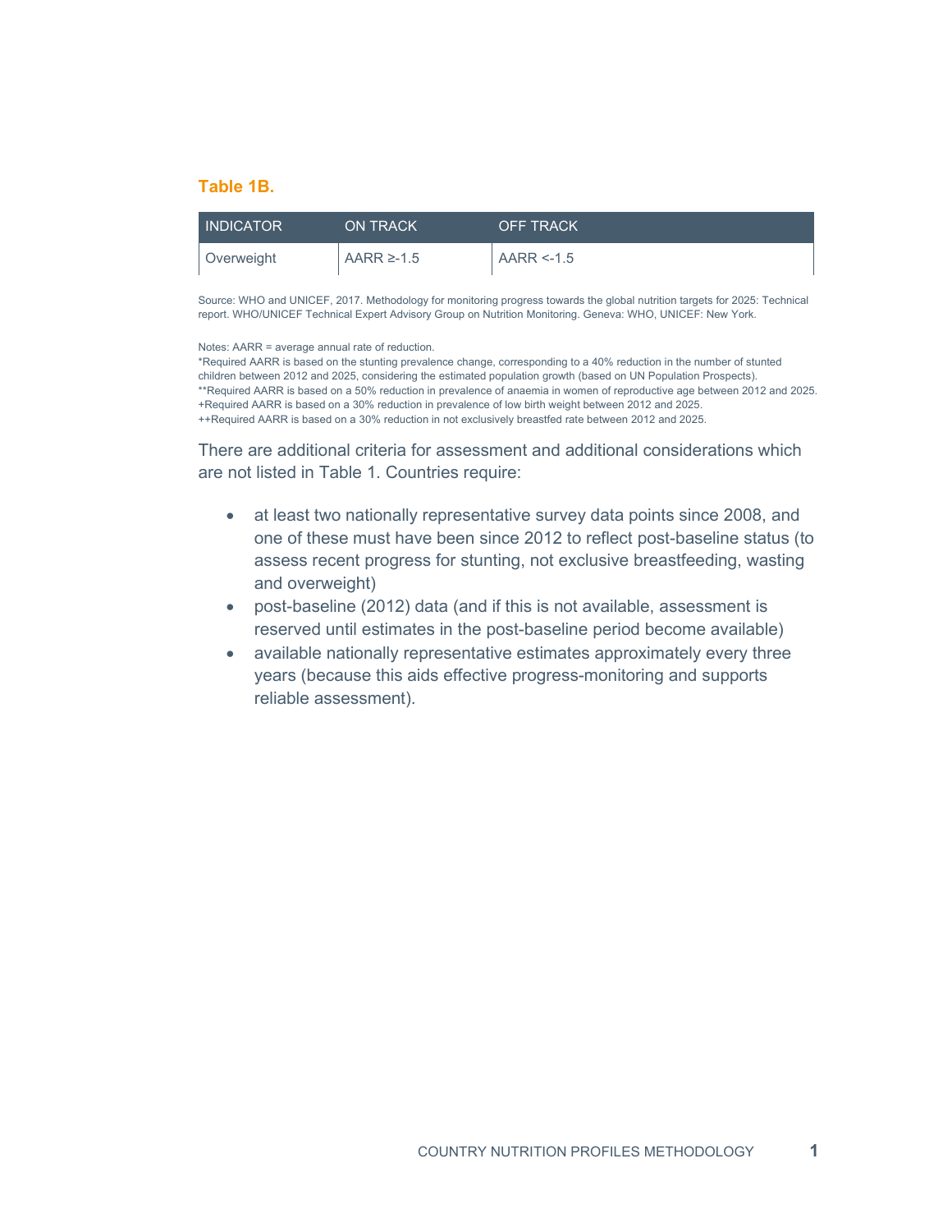**Table 1B.**

| INDICATOR | ON TRACK | OFF TRACK |
|---|---|---|
| Overweight | AARR ≥-1.5 | AARR <-1.5 |

Source: WHO and UNICEF, 2017. Methodology for monitoring progress towards the global nutrition targets for 2025: Technical report. WHO/UNICEF Technical Expert Advisory Group on Nutrition Monitoring. Geneva: WHO, UNICEF: New York.

Notes: AARR = average annual rate of reduction.
*Required AARR is based on the stunting prevalence change, corresponding to a 40% reduction in the number of stunted children between 2012 and 2025, considering the estimated population growth (based on UN Population Prospects).
**Required AARR is based on a 50% reduction in prevalence of anaemia in women of reproductive age between 2012 and 2025.
+Required AARR is based on a 30% reduction in prevalence of low birth weight between 2012 and 2025.
++Required AARR is based on a 30% reduction in not exclusively breastfed rate between 2012 and 2025.

There are additional criteria for assessment and additional considerations which are not listed in Table 1. Countries require:

- at least two nationally representative survey data points since 2008, and one of these must have been since 2012 to reflect post-baseline status (to assess recent progress for stunting, not exclusive breastfeeding, wasting and overweight)
- post-baseline (2012) data (and if this is not available, assessment is reserved until estimates in the post-baseline period become available)
- available nationally representative estimates approximately every three years (because this aids effective progress-monitoring and supports reliable assessment).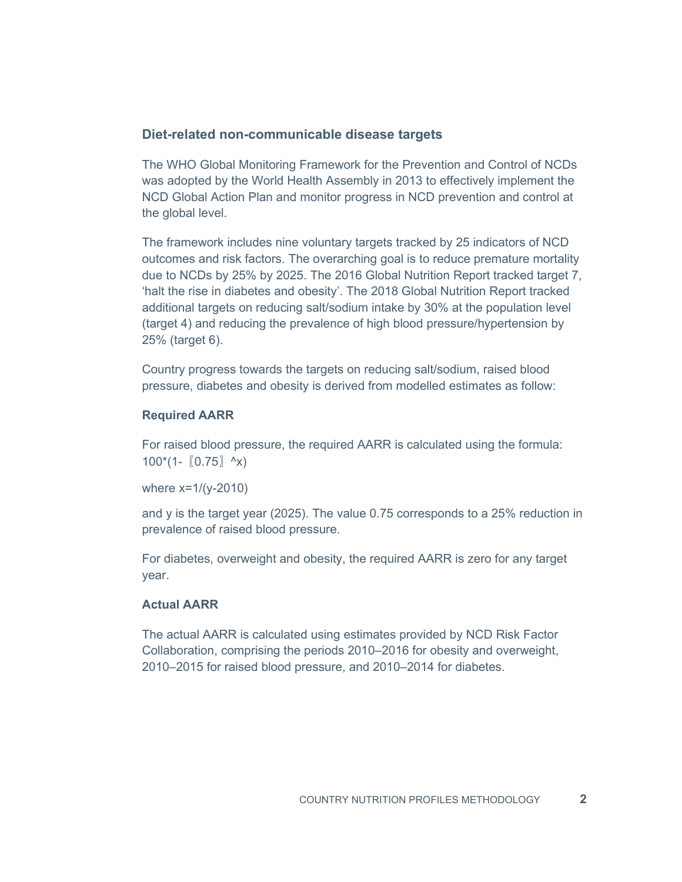## Diet-related non-communicable disease targets

The WHO Global Monitoring Framework for the Prevention and Control of NCDs was adopted by the World Health Assembly in 2013 to effectively implement the NCD Global Action Plan and monitor progress in NCD prevention and control at the global level.

The framework includes nine voluntary targets tracked by 25 indicators of NCD outcomes and risk factors. The overarching goal is to reduce premature mortality due to NCDs by 25% by 2025. The 2016 Global Nutrition Report tracked target 7, ‘halt the rise in diabetes and obesity’. The 2018 Global Nutrition Report tracked additional targets on reducing salt/sodium intake by 30% at the population level (target 4) and reducing the prevalence of high blood pressure/hypertension by 25% (target 6).

Country progress towards the targets on reducing salt/sodium, raised blood pressure, diabetes and obesity is derived from modelled estimates as follow:

### Required AARR

For raised blood pressure, the required AARR is calculated using the formula: $100*(1-0.75^x)$

where $x=1/(y-2010)$

and y is the target year (2025). The value 0.75 corresponds to a 25% reduction in prevalence of raised blood pressure.

For diabetes, overweight and obesity, the required AARR is zero for any target year.

### Actual AARR

The actual AARR is calculated using estimates provided by NCD Risk Factor Collaboration, comprising the periods 2010–2016 for obesity and overweight, 2010–2015 for raised blood pressure, and 2010–2014 for diabetes.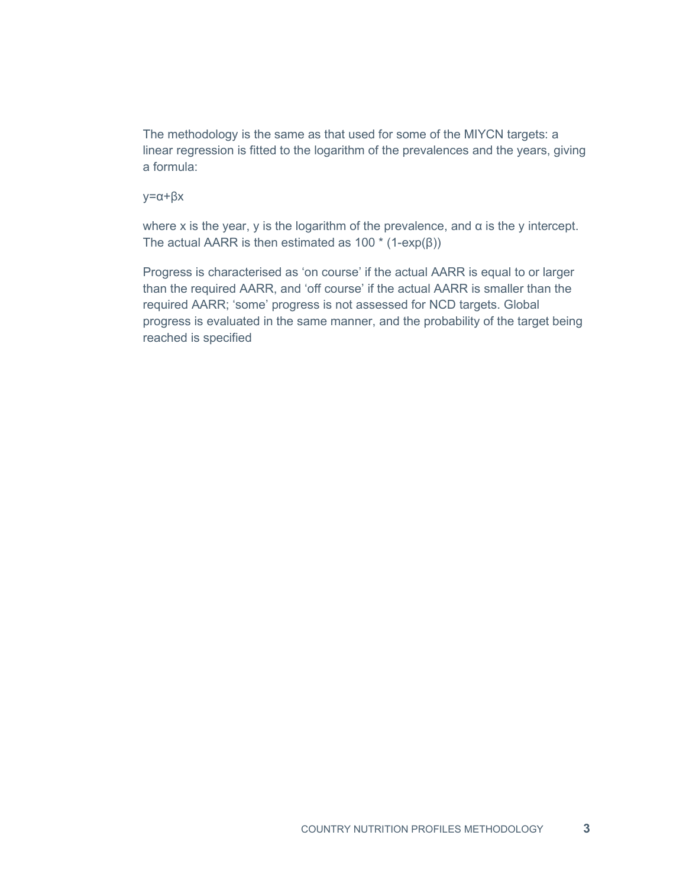The methodology is the same as that used for some of the MIYCN targets: a linear regression is fitted to the logarithm of the prevalences and the years, giving a formula:

$$y=\alpha+\beta x$$

where $x$ is the year, $y$ is the logarithm of the prevalence, and $\alpha$ is the y intercept. The actual AARR is then estimated as $100 * (1-\exp(\beta))$

Progress is characterised as 'on course' if the actual AARR is equal to or larger than the required AARR, and 'off course' if the actual AARR is smaller than the required AARR; 'some' progress is not assessed for NCD targets. Global progress is evaluated in the same manner, and the probability of the target being reached is specified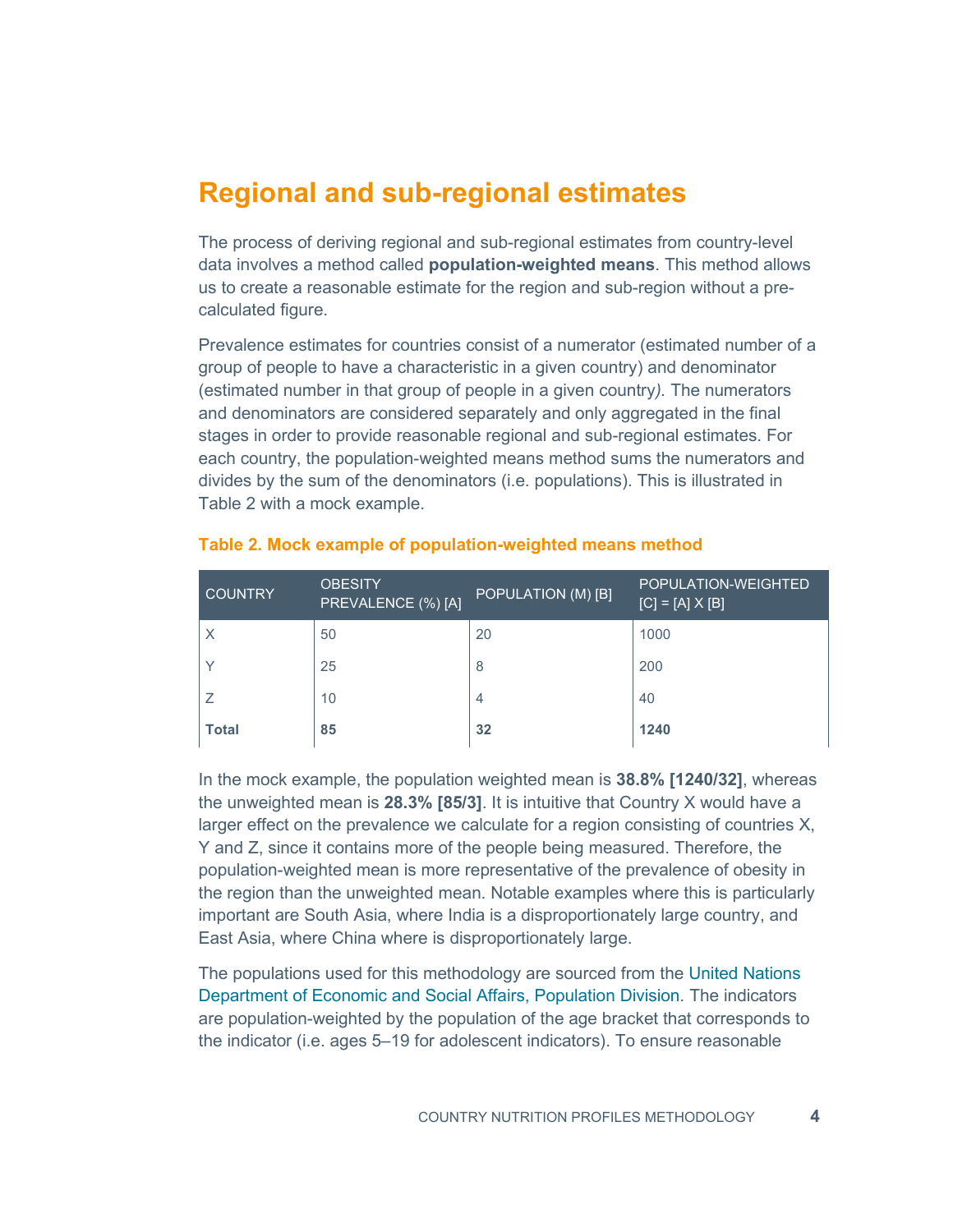# Regional and sub-regional estimates

The process of deriving regional and sub-regional estimates from country-level data involves a method called **population-weighted means**. This method allows us to create a reasonable estimate for the region and sub-region without a pre-calculated figure.

Prevalence estimates for countries consist of a numerator (estimated number of a group of people to have a characteristic in a given country) and denominator (estimated number in that group of people in a given country*)*. The numerators and denominators are considered separately and only aggregated in the final stages in order to provide reasonable regional and sub-regional estimates. For each country, the population-weighted means method sums the numerators and divides by the sum of the denominators (i.e. populations). This is illustrated in Table 2 with a mock example.

**Table 2. Mock example of population-weighted means method**

| COUNTRY | OBESITY PREVALENCE (%) [A] | POPULATION (M) [B] | POPULATION-WEIGHTED [C] = [A] X [B] |
|---|---|---|---|
| X | 50 | 20 | 1000 |
| Y | 25 | 8 | 200 |
| Z | 10 | 4 | 40 |
| **Total** | **85** | **32** | **1240** |

In the mock example, the population weighted mean is **38.8% [1240/32]**, whereas the unweighted mean is **28.3% [85/3]**. It is intuitive that Country X would have a larger effect on the prevalence we calculate for a region consisting of countries X, Y and Z, since it contains more of the people being measured. Therefore, the population-weighted mean is more representative of the prevalence of obesity in the region than the unweighted mean. Notable examples where this is particularly important are South Asia, where India is a disproportionately large country, and East Asia, where China where is disproportionately large.

The populations used for this methodology are sourced from the United Nations Department of Economic and Social Affairs, Population Division. The indicators are population-weighted by the population of the age bracket that corresponds to the indicator (i.e. ages 5–19 for adolescent indicators). To ensure reasonable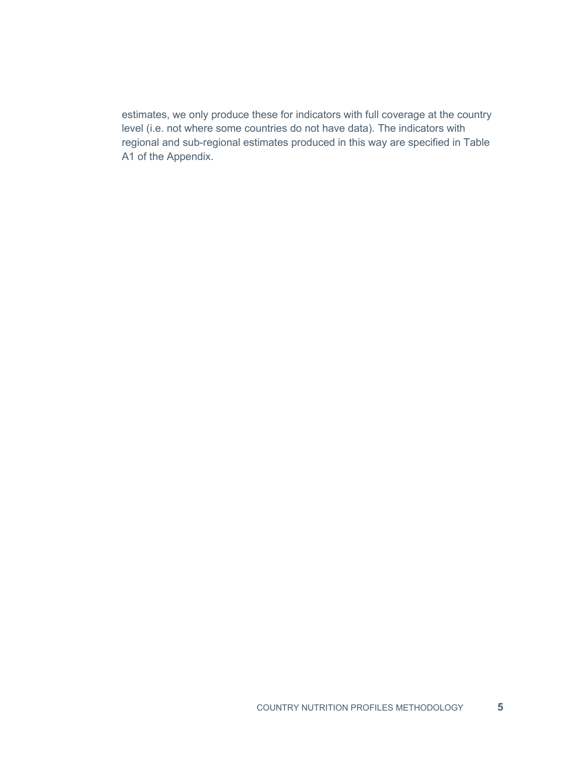estimates, we only produce these for indicators with full coverage at the country level (i.e. not where some countries do not have data). The indicators with regional and sub-regional estimates produced in this way are specified in Table A1 of the Appendix.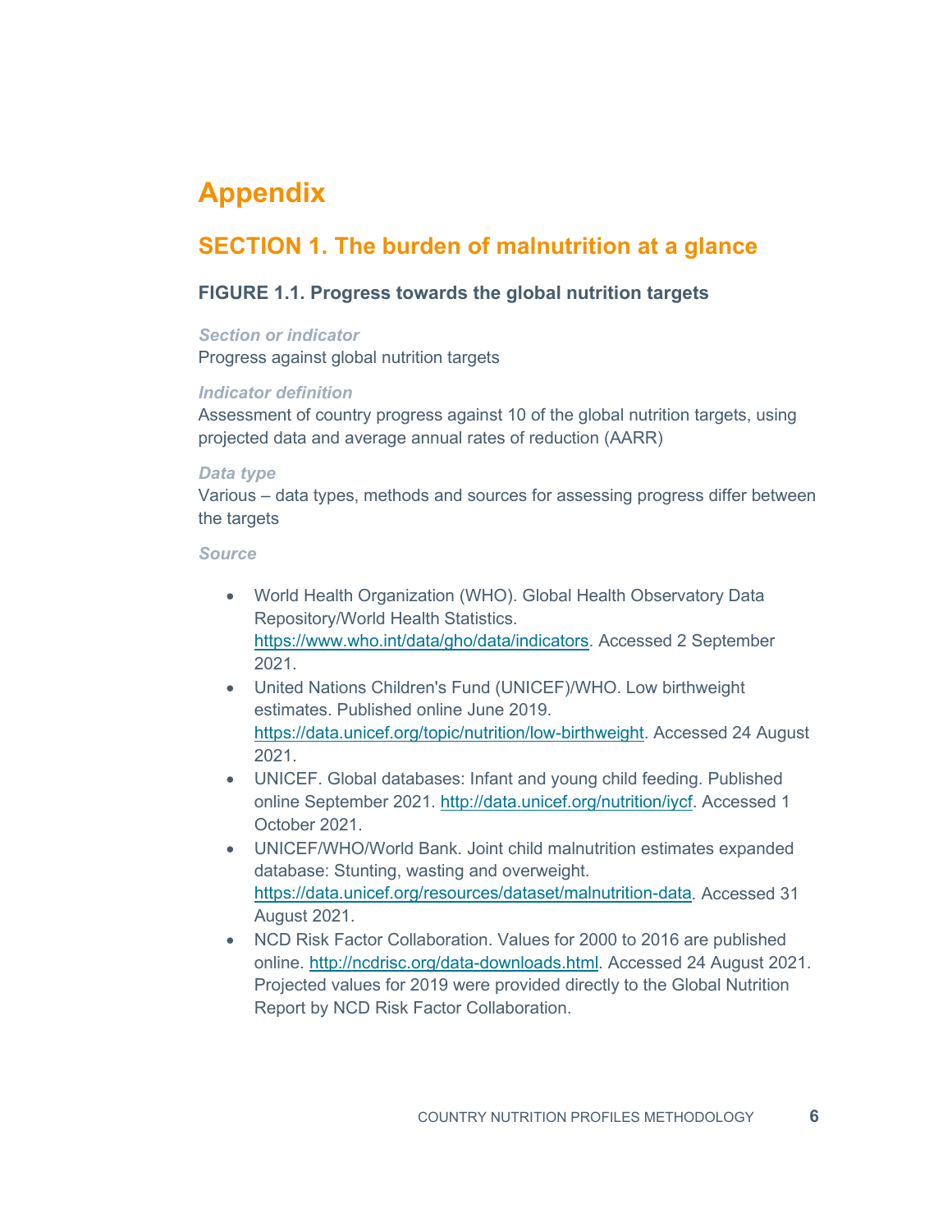# Appendix

## SECTION 1. The burden of malnutrition at a glance

### FIGURE 1.1. Progress towards the global nutrition targets

*Section or indicator*

Progress against global nutrition targets

*Indicator definition*

Assessment of country progress against 10 of the global nutrition targets, using projected data and average annual rates of reduction (AARR)

*Data type*

Various – data types, methods and sources for assessing progress differ between the targets

*Source*

- World Health Organization (WHO). Global Health Observatory Data Repository/World Health Statistics. https://www.who.int/data/gho/data/indicators. Accessed 2 September 2021.
- United Nations Children's Fund (UNICEF)/WHO. Low birthweight estimates. Published online June 2019. https://data.unicef.org/topic/nutrition/low-birthweight. Accessed 24 August 2021.
- UNICEF. Global databases: Infant and young child feeding. Published online September 2021. http://data.unicef.org/nutrition/iycf. Accessed 1 October 2021.
- UNICEF/WHO/World Bank. Joint child malnutrition estimates expanded database: Stunting, wasting and overweight. https://data.unicef.org/resources/dataset/malnutrition-data. Accessed 31 August 2021.
- NCD Risk Factor Collaboration. Values for 2000 to 2016 are published online. http://ncdrisc.org/data-downloads.html. Accessed 24 August 2021. Projected values for 2019 were provided directly to the Global Nutrition Report by NCD Risk Factor Collaboration.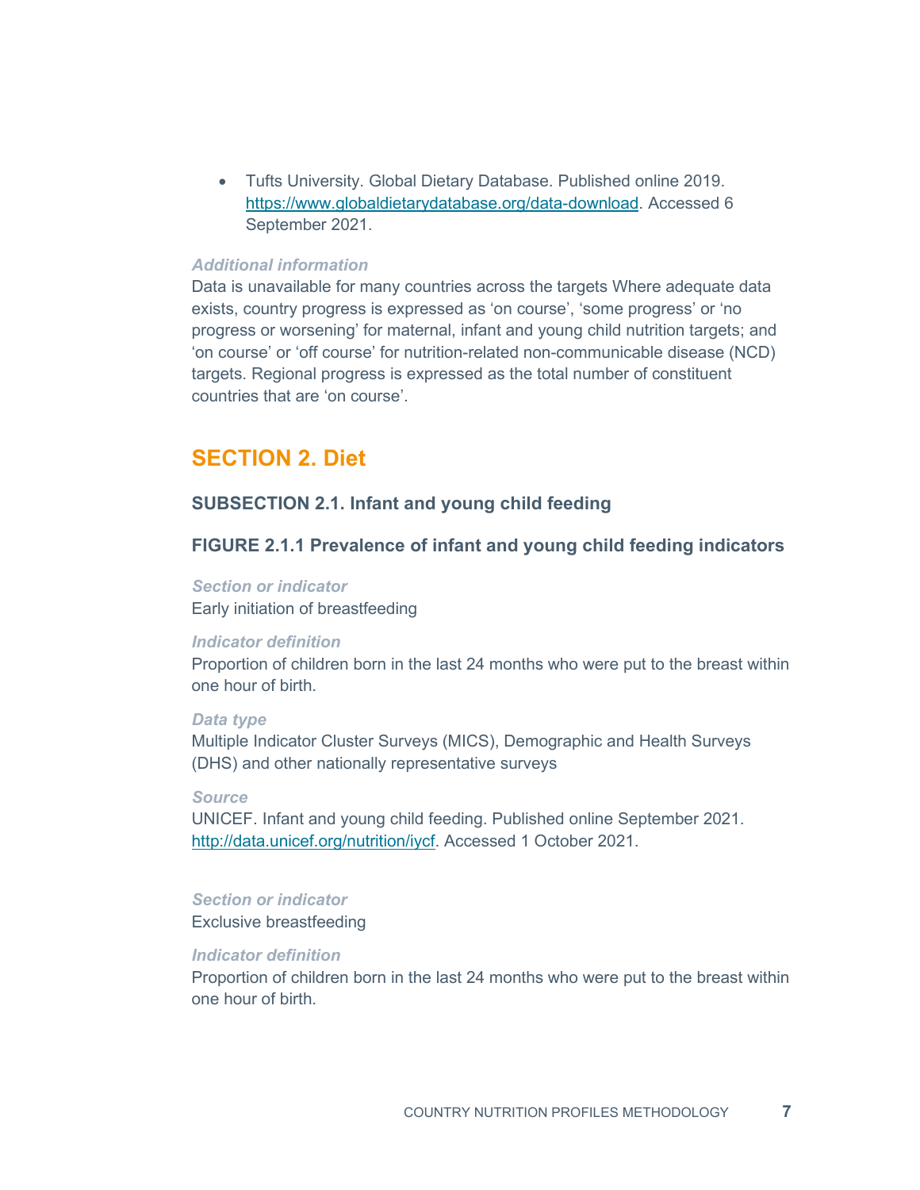- Tufts University. Global Dietary Database. Published online 2019. https://www.globaldietarydatabase.org/data-download. Accessed 6 September 2021.

*Additional information*

Data is unavailable for many countries across the targets Where adequate data exists, country progress is expressed as ‘on course’, ‘some progress’ or ‘no progress or worsening’ for maternal, infant and young child nutrition targets; and ‘on course’ or ‘off course’ for nutrition-related non-communicable disease (NCD) targets. Regional progress is expressed as the total number of constituent countries that are ‘on course’.

## SECTION 2. Diet

### SUBSECTION 2.1. Infant and young child feeding

### FIGURE 2.1.1 Prevalence of infant and young child feeding indicators

*Section or indicator*

Early initiation of breastfeeding

*Indicator definition*

Proportion of children born in the last 24 months who were put to the breast within one hour of birth.

*Data type*

Multiple Indicator Cluster Surveys (MICS), Demographic and Health Surveys (DHS) and other nationally representative surveys

*Source*

UNICEF. Infant and young child feeding. Published online September 2021. http://data.unicef.org/nutrition/iycf. Accessed 1 October 2021.

*Section or indicator*

Exclusive breastfeeding

*Indicator definition*

Proportion of children born in the last 24 months who were put to the breast within one hour of birth.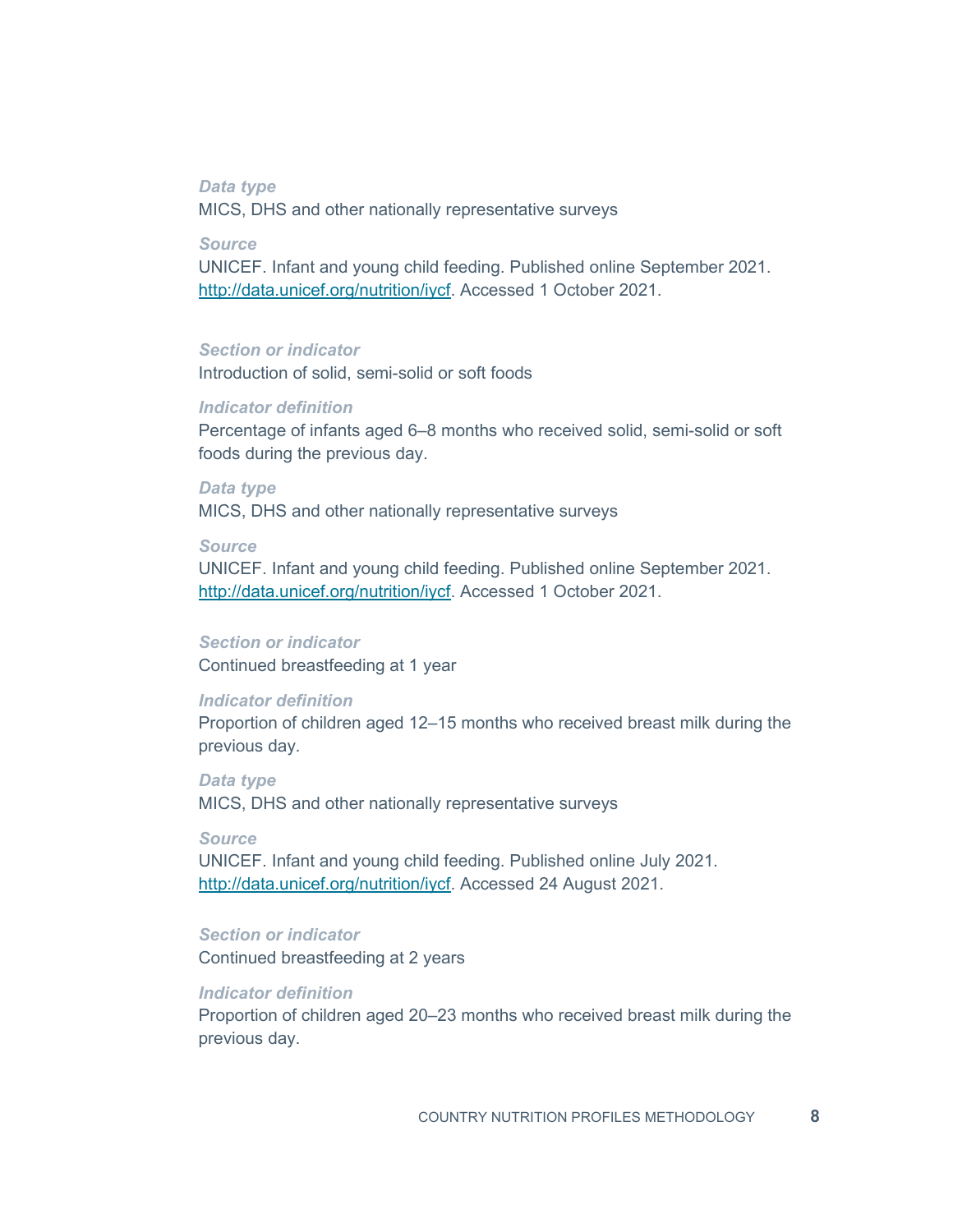*Data type*

MICS, DHS and other nationally representative surveys

*Source*

UNICEF. Infant and young child feeding. Published online September 2021. http://data.unicef.org/nutrition/iycf. Accessed 1 October 2021.

*Section or indicator*

Introduction of solid, semi-solid or soft foods

*Indicator definition*

Percentage of infants aged 6–8 months who received solid, semi-solid or soft foods during the previous day.

*Data type*

MICS, DHS and other nationally representative surveys

*Source*

UNICEF. Infant and young child feeding. Published online September 2021. http://data.unicef.org/nutrition/iycf. Accessed 1 October 2021.

*Section or indicator*

Continued breastfeeding at 1 year

*Indicator definition*

Proportion of children aged 12–15 months who received breast milk during the previous day.

*Data type*

MICS, DHS and other nationally representative surveys

*Source*

UNICEF. Infant and young child feeding. Published online July 2021. http://data.unicef.org/nutrition/iycf. Accessed 24 August 2021.

*Section or indicator*

Continued breastfeeding at 2 years

*Indicator definition*

Proportion of children aged 20–23 months who received breast milk during the previous day.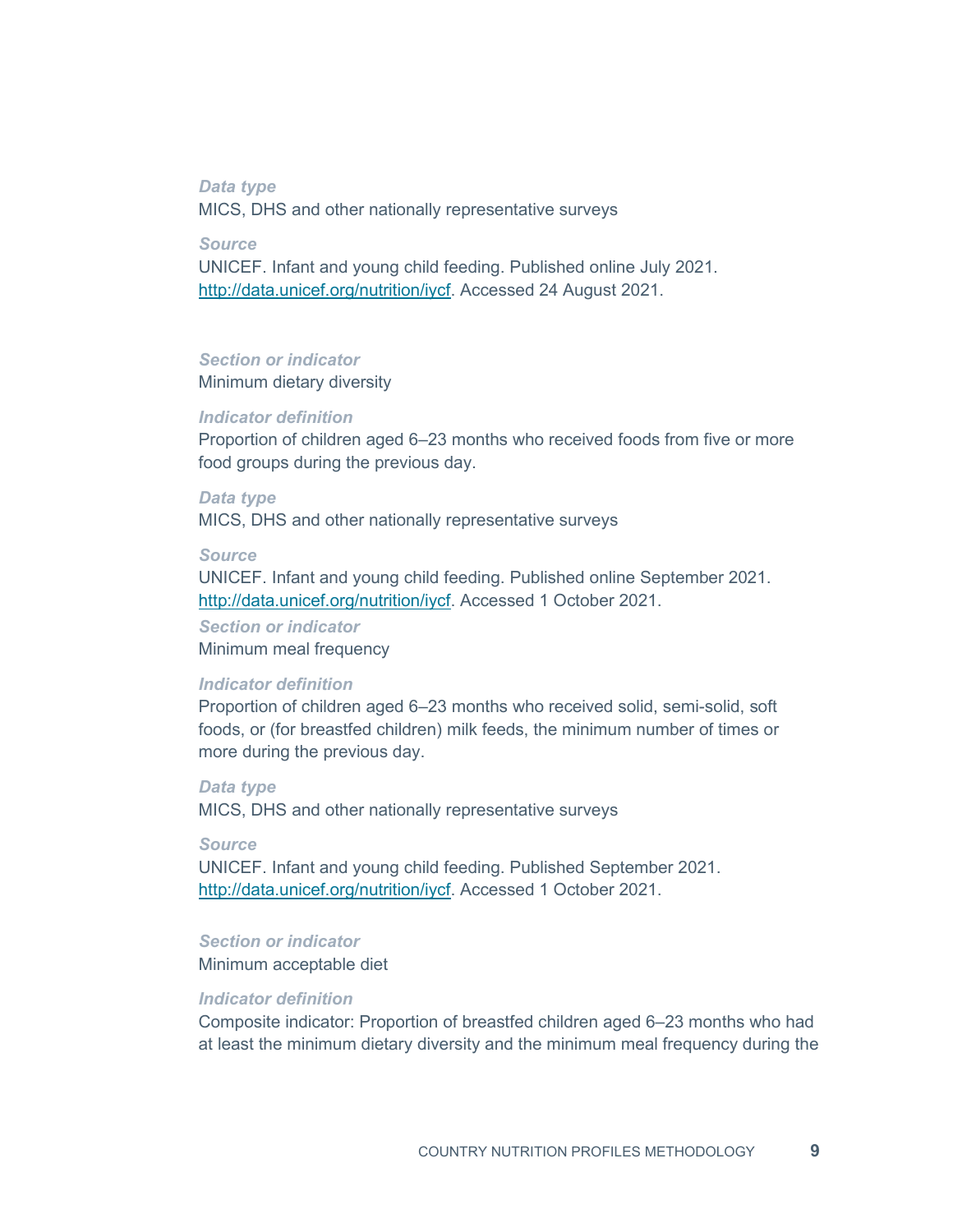*Data type*

MICS, DHS and other nationally representative surveys

*Source*

UNICEF. Infant and young child feeding. Published online July 2021. http://data.unicef.org/nutrition/iycf. Accessed 24 August 2021.

*Section or indicator*

Minimum dietary diversity

*Indicator definition*

Proportion of children aged 6–23 months who received foods from five or more food groups during the previous day.

*Data type*

MICS, DHS and other nationally representative surveys

*Source*

UNICEF. Infant and young child feeding. Published online September 2021. http://data.unicef.org/nutrition/iycf. Accessed 1 October 2021.

*Section or indicator*

Minimum meal frequency

*Indicator definition*

Proportion of children aged 6–23 months who received solid, semi-solid, soft foods, or (for breastfed children) milk feeds, the minimum number of times or more during the previous day.

*Data type*

MICS, DHS and other nationally representative surveys

*Source*

UNICEF. Infant and young child feeding. Published September 2021. http://data.unicef.org/nutrition/iycf. Accessed 1 October 2021.

*Section or indicator*

Minimum acceptable diet

*Indicator definition*

Composite indicator: Proportion of breastfed children aged 6–23 months who had at least the minimum dietary diversity and the minimum meal frequency during the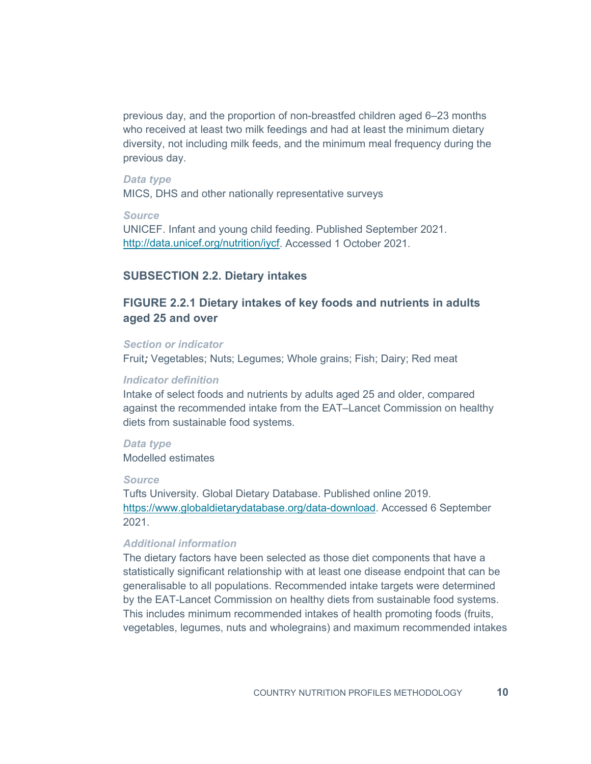previous day, and the proportion of non-breastfed children aged 6–23 months who received at least two milk feedings and had at least the minimum dietary diversity, not including milk feeds, and the minimum meal frequency during the previous day.

*Data type*

MICS, DHS and other nationally representative surveys

*Source*

UNICEF. Infant and young child feeding. Published September 2021. http://data.unicef.org/nutrition/iycf. Accessed 1 October 2021.

## SUBSECTION 2.2. Dietary intakes

### FIGURE 2.2.1 Dietary intakes of key foods and nutrients in adults aged 25 and over

*Section or indicator*

Fruit; Vegetables; Nuts; Legumes; Whole grains; Fish; Dairy; Red meat

*Indicator definition*

Intake of select foods and nutrients by adults aged 25 and older, compared against the recommended intake from the EAT–Lancet Commission on healthy diets from sustainable food systems.

*Data type*

Modelled estimates

*Source*

Tufts University. Global Dietary Database. Published online 2019. https://www.globaldietarydatabase.org/data-download. Accessed 6 September 2021.

*Additional information*

The dietary factors have been selected as those diet components that have a statistically significant relationship with at least one disease endpoint that can be generalisable to all populations. Recommended intake targets were determined by the EAT-Lancet Commission on healthy diets from sustainable food systems. This includes minimum recommended intakes of health promoting foods (fruits, vegetables, legumes, nuts and wholegrains) and maximum recommended intakes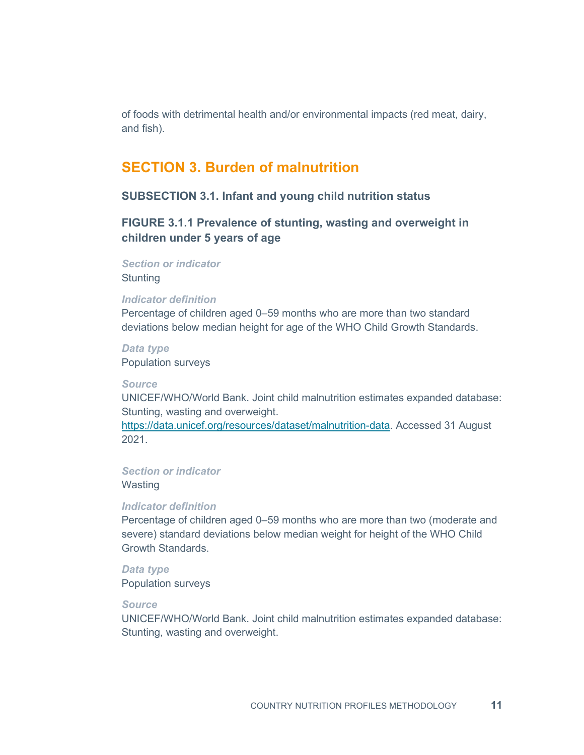of foods with detrimental health and/or environmental impacts (red meat, dairy, and fish).

## SECTION 3. Burden of malnutrition

### SUBSECTION 3.1. Infant and young child nutrition status

#### FIGURE 3.1.1 Prevalence of stunting, wasting and overweight in children under 5 years of age

***Section or indicator***
Stunting

***Indicator definition***
Percentage of children aged 0–59 months who are more than two standard deviations below median height for age of the WHO Child Growth Standards.

***Data type***
Population surveys

***Source***
UNICEF/WHO/World Bank. Joint child malnutrition estimates expanded database: Stunting, wasting and overweight. https://data.unicef.org/resources/dataset/malnutrition-data. Accessed 31 August 2021.

***Section or indicator***
Wasting

***Indicator definition***
Percentage of children aged 0–59 months who are more than two (moderate and severe) standard deviations below median weight for height of the WHO Child Growth Standards.

***Data type***
Population surveys

***Source***
UNICEF/WHO/World Bank. Joint child malnutrition estimates expanded database: Stunting, wasting and overweight.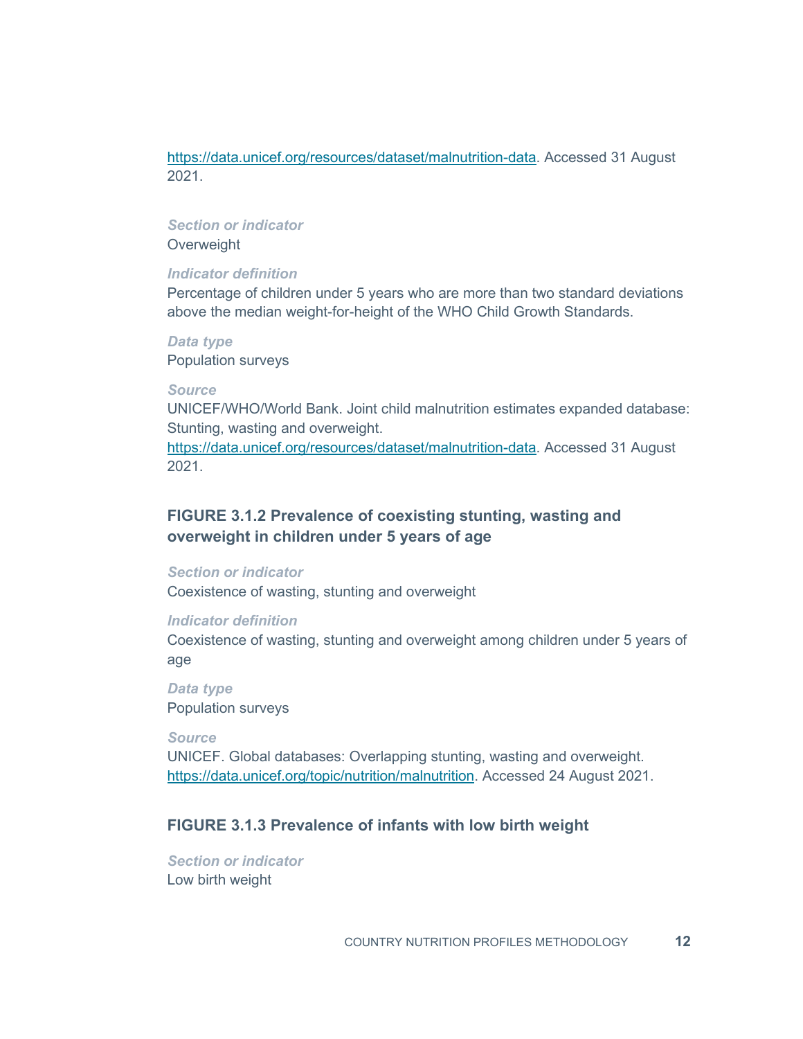https://data.unicef.org/resources/dataset/malnutrition-data. Accessed 31 August 2021.

***Section or indicator***
Overweight

***Indicator definition***
Percentage of children under 5 years who are more than two standard deviations above the median weight-for-height of the WHO Child Growth Standards.

***Data type***
Population surveys

***Source***
UNICEF/WHO/World Bank. Joint child malnutrition estimates expanded database: Stunting, wasting and overweight.
https://data.unicef.org/resources/dataset/malnutrition-data. Accessed 31 August 2021.

### FIGURE 3.1.2 Prevalence of coexisting stunting, wasting and overweight in children under 5 years of age

***Section or indicator***
Coexistence of wasting, stunting and overweight

***Indicator definition***
Coexistence of wasting, stunting and overweight among children under 5 years of age

***Data type***
Population surveys

***Source***
UNICEF. Global databases: Overlapping stunting, wasting and overweight.
https://data.unicef.org/topic/nutrition/malnutrition. Accessed 24 August 2021.

### FIGURE 3.1.3 Prevalence of infants with low birth weight

***Section or indicator***
Low birth weight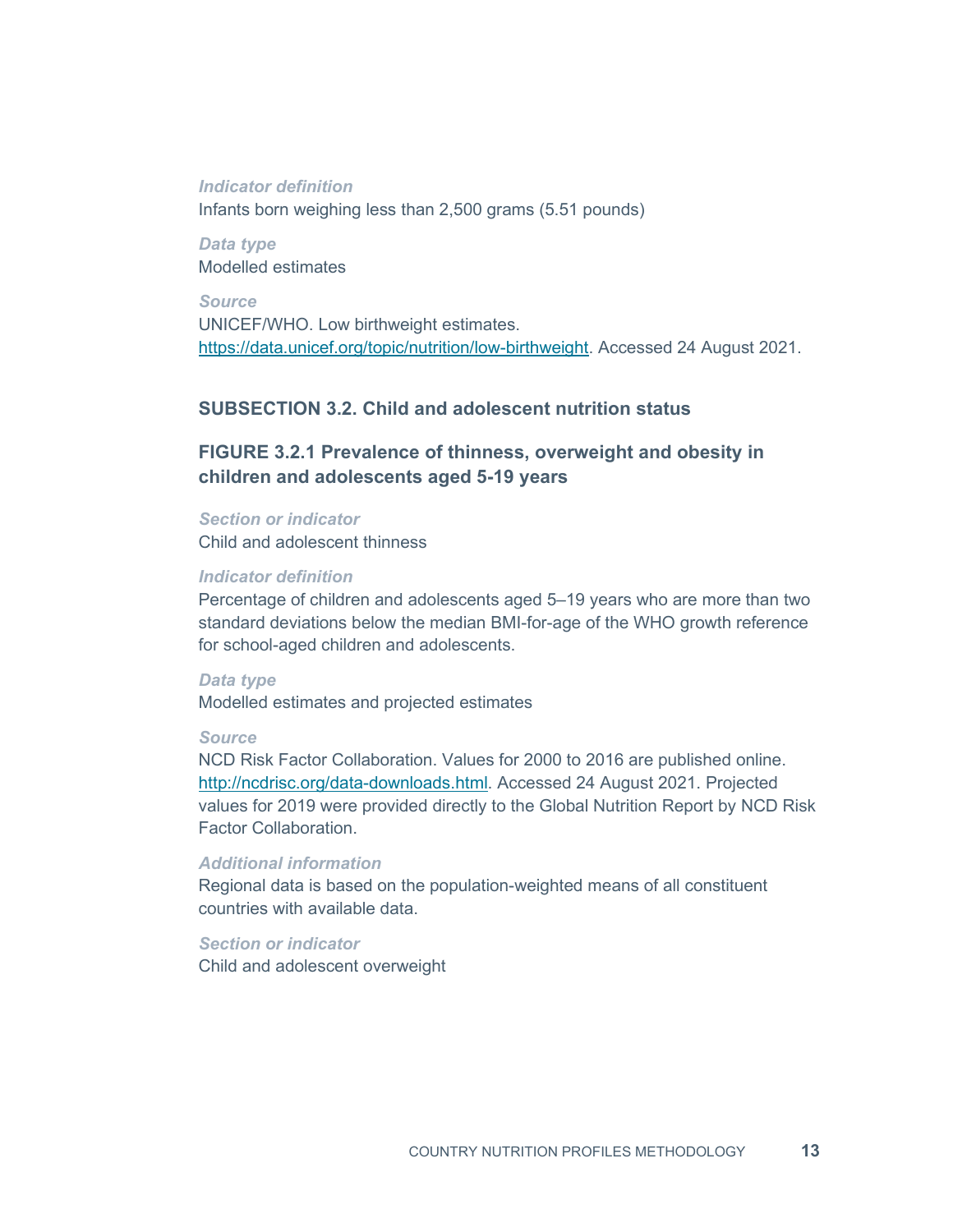*Indicator definition*
Infants born weighing less than 2,500 grams (5.51 pounds)

*Data type*
Modelled estimates

*Source*
UNICEF/WHO. Low birthweight estimates. https://data.unicef.org/topic/nutrition/low-birthweight. Accessed 24 August 2021.

## SUBSECTION 3.2. Child and adolescent nutrition status

### FIGURE 3.2.1 Prevalence of thinness, overweight and obesity in children and adolescents aged 5-19 years

*Section or indicator*
Child and adolescent thinness

*Indicator definition*
Percentage of children and adolescents aged 5–19 years who are more than two standard deviations below the median BMI-for-age of the WHO growth reference for school-aged children and adolescents.

*Data type*
Modelled estimates and projected estimates

*Source*
NCD Risk Factor Collaboration. Values for 2000 to 2016 are published online. http://ncdrisc.org/data-downloads.html. Accessed 24 August 2021. Projected values for 2019 were provided directly to the Global Nutrition Report by NCD Risk Factor Collaboration.

*Additional information*
Regional data is based on the population-weighted means of all constituent countries with available data.

*Section or indicator*
Child and adolescent overweight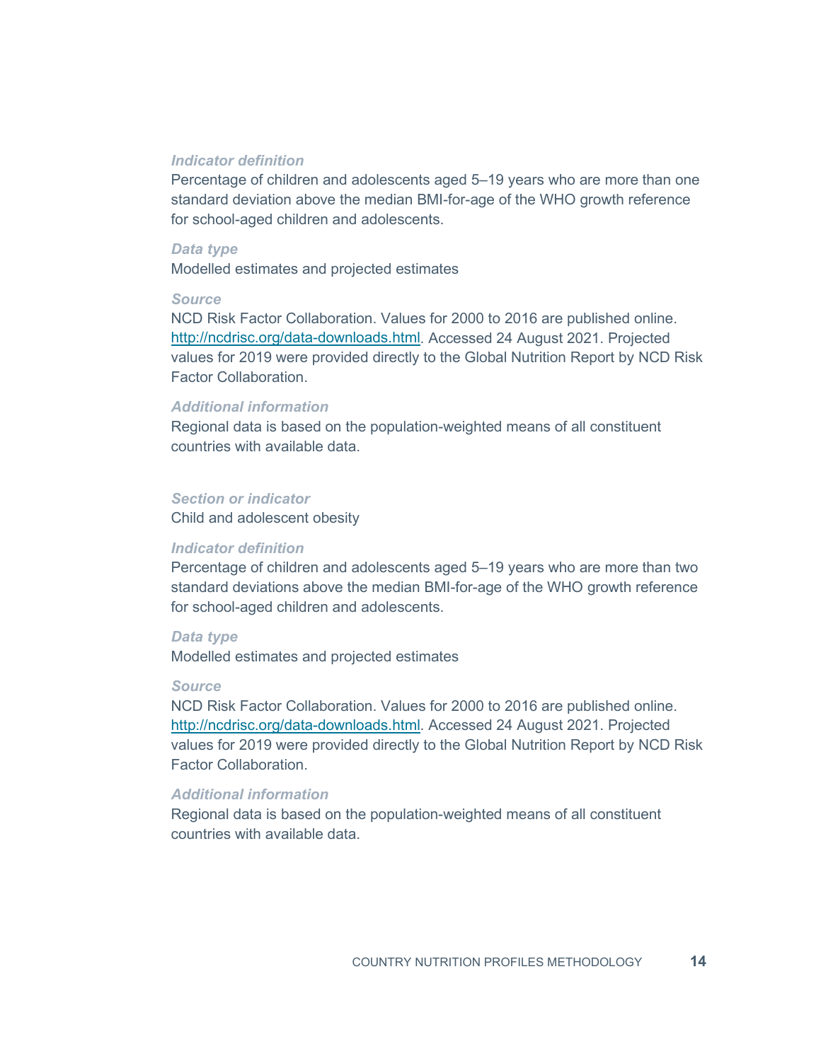*Indicator definition*

Percentage of children and adolescents aged 5–19 years who are more than one standard deviation above the median BMI-for-age of the WHO growth reference for school-aged children and adolescents.

*Data type*

Modelled estimates and projected estimates

*Source*

NCD Risk Factor Collaboration. Values for 2000 to 2016 are published online. http://ncdrisc.org/data-downloads.html. Accessed 24 August 2021. Projected values for 2019 were provided directly to the Global Nutrition Report by NCD Risk Factor Collaboration.

*Additional information*

Regional data is based on the population-weighted means of all constituent countries with available data.

*Section or indicator*

Child and adolescent obesity

*Indicator definition*

Percentage of children and adolescents aged 5–19 years who are more than two standard deviations above the median BMI-for-age of the WHO growth reference for school-aged children and adolescents.

*Data type*

Modelled estimates and projected estimates

*Source*

NCD Risk Factor Collaboration. Values for 2000 to 2016 are published online. http://ncdrisc.org/data-downloads.html. Accessed 24 August 2021. Projected values for 2019 were provided directly to the Global Nutrition Report by NCD Risk Factor Collaboration.

*Additional information*

Regional data is based on the population-weighted means of all constituent countries with available data.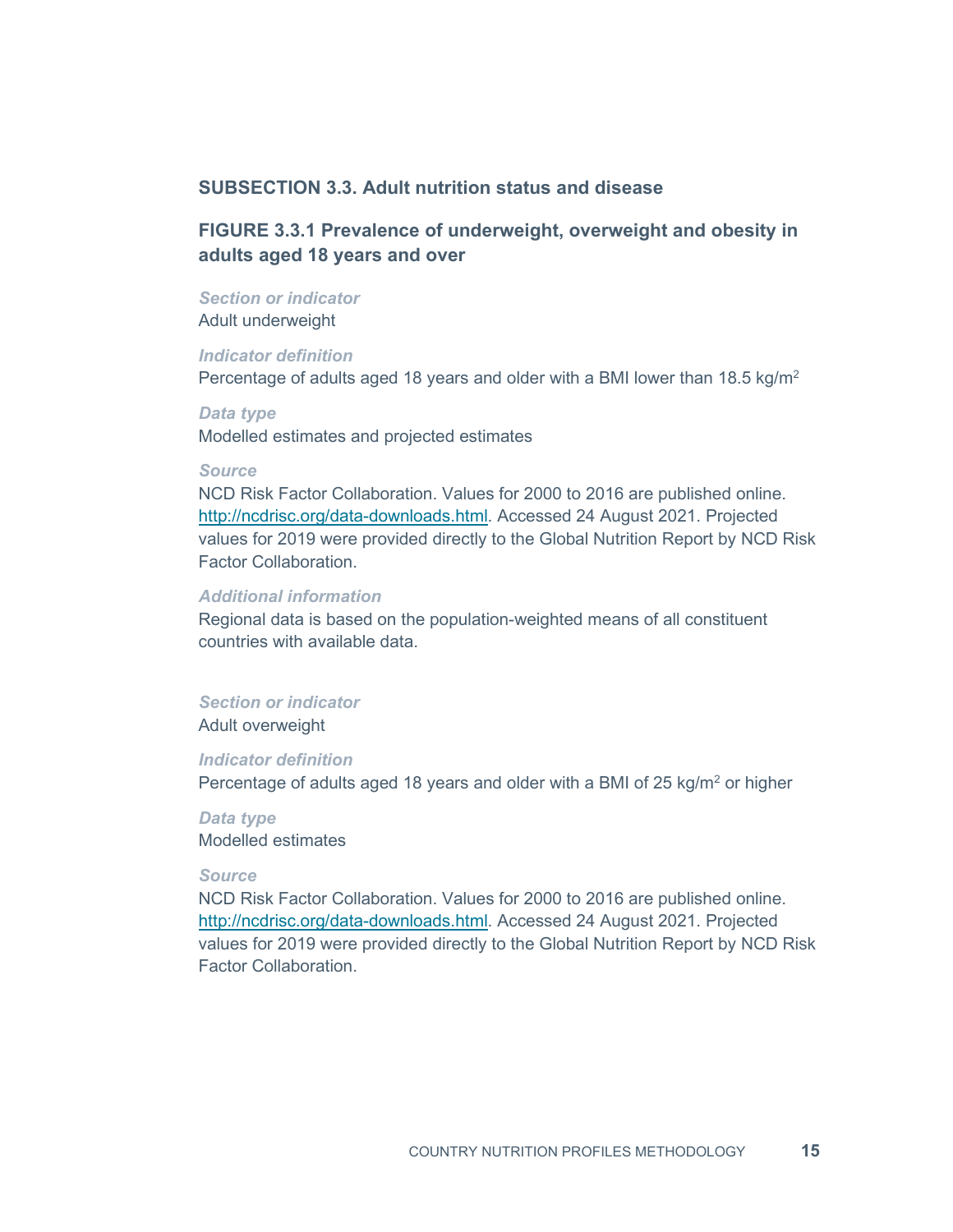## SUBSECTION 3.3. Adult nutrition status and disease

### FIGURE 3.3.1 Prevalence of underweight, overweight and obesity in adults aged 18 years and over

***Section or indicator***
Adult underweight

***Indicator definition***
Percentage of adults aged 18 years and older with a BMI lower than 18.5 $kg/m^2$

***Data type***
Modelled estimates and projected estimates

***Source***
NCD Risk Factor Collaboration. Values for 2000 to 2016 are published online. [http://ncdrisc.org/data-downloads.html](http://ncdrisc.org/data-downloads.html). Accessed 24 August 2021. Projected values for 2019 were provided directly to the Global Nutrition Report by NCD Risk Factor Collaboration.

***Additional information***
Regional data is based on the population-weighted means of all constituent countries with available data.

***Section or indicator***
Adult overweight

***Indicator definition***
Percentage of adults aged 18 years and older with a BMI of 25 $kg/m^2$ or higher

***Data type***
Modelled estimates

***Source***
NCD Risk Factor Collaboration. Values for 2000 to 2016 are published online. [http://ncdrisc.org/data-downloads.html](http://ncdrisc.org/data-downloads.html). Accessed 24 August 2021. Projected values for 2019 were provided directly to the Global Nutrition Report by NCD Risk Factor Collaboration.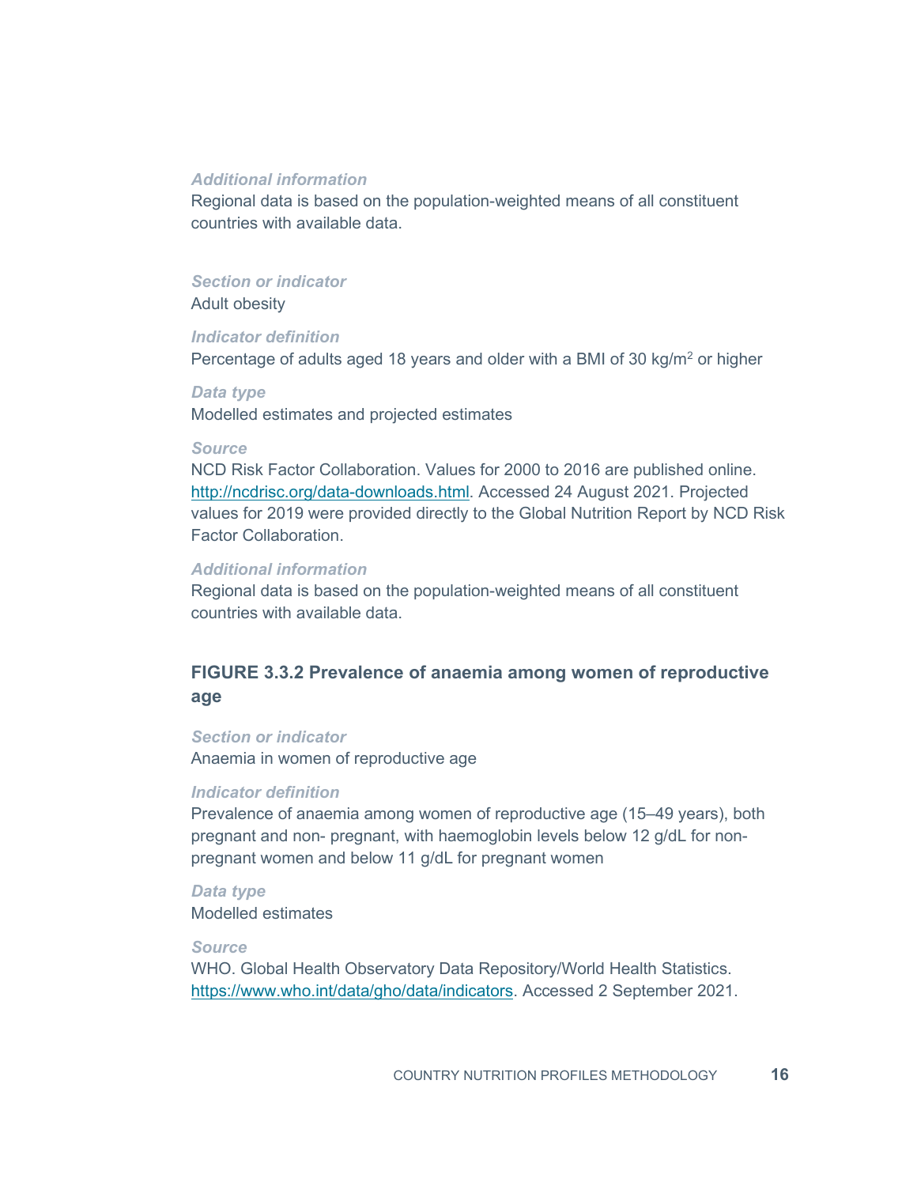*Additional information*

Regional data is based on the population-weighted means of all constituent countries with available data.

*Section or indicator*

Adult obesity

*Indicator definition*

Percentage of adults aged 18 years and older with a BMI of 30 kg/m$^2$ or higher

*Data type*

Modelled estimates and projected estimates

*Source*

NCD Risk Factor Collaboration. Values for 2000 to 2016 are published online. http://ncdrisc.org/data-downloads.html. Accessed 24 August 2021. Projected values for 2019 were provided directly to the Global Nutrition Report by NCD Risk Factor Collaboration.

*Additional information*

Regional data is based on the population-weighted means of all constituent countries with available data.

### FIGURE 3.3.2 Prevalence of anaemia among women of reproductive age

*Section or indicator*

Anaemia in women of reproductive age

*Indicator definition*

Prevalence of anaemia among women of reproductive age (15–49 years), both pregnant and non- pregnant, with haemoglobin levels below 12 g/dL for non-pregnant women and below 11 g/dL for pregnant women

*Data type*

Modelled estimates

*Source*

WHO. Global Health Observatory Data Repository/World Health Statistics. https://www.who.int/data/gho/data/indicators. Accessed 2 September 2021.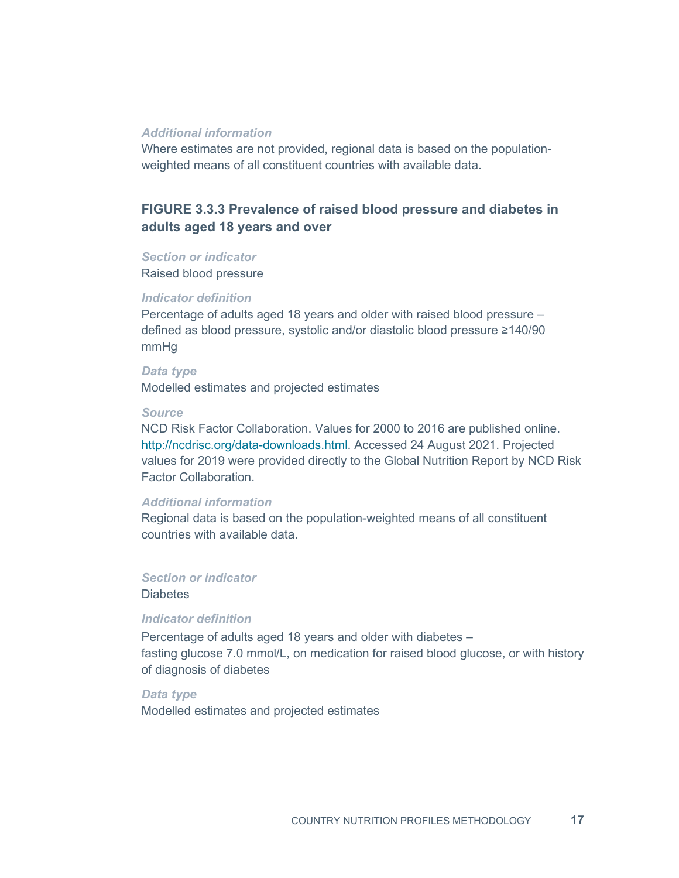*Additional information*

Where estimates are not provided, regional data is based on the population-weighted means of all constituent countries with available data.

### FIGURE 3.3.3 Prevalence of raised blood pressure and diabetes in adults aged 18 years and over

*Section or indicator*

Raised blood pressure

*Indicator definition*

Percentage of adults aged 18 years and older with raised blood pressure – defined as blood pressure, systolic and/or diastolic blood pressure ≥140/90 mmHg

*Data type*

Modelled estimates and projected estimates

*Source*

NCD Risk Factor Collaboration. Values for 2000 to 2016 are published online. [http://ncdrisc.org/data-downloads.html](http://ncdrisc.org/data-downloads.html). Accessed 24 August 2021. Projected values for 2019 were provided directly to the Global Nutrition Report by NCD Risk Factor Collaboration.

*Additional information*

Regional data is based on the population-weighted means of all constituent countries with available data.

*Section or indicator*

Diabetes

*Indicator definition*

Percentage of adults aged 18 years and older with diabetes – fasting glucose 7.0 mmol/L, on medication for raised blood glucose, or with history of diagnosis of diabetes

*Data type*

Modelled estimates and projected estimates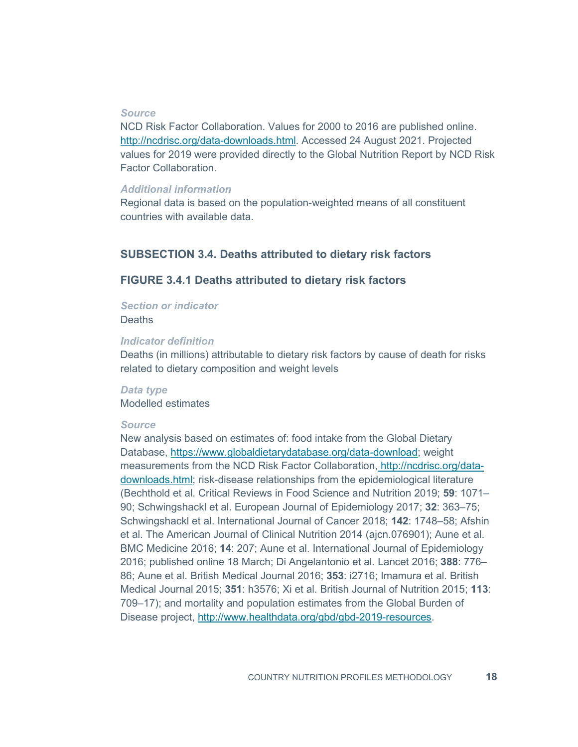*Source*

NCD Risk Factor Collaboration. Values for 2000 to 2016 are published online. [http://ncdrisc.org/data-downloads.html](http://ncdrisc.org/data-downloads.html). Accessed 24 August 2021. Projected values for 2019 were provided directly to the Global Nutrition Report by NCD Risk Factor Collaboration.

*Additional information*

Regional data is based on the population-weighted means of all constituent countries with available data.

## SUBSECTION 3.4. Deaths attributed to dietary risk factors

### FIGURE 3.4.1 Deaths attributed to dietary risk factors

*Section or indicator*

Deaths

*Indicator definition*

Deaths (in millions) attributable to dietary risk factors by cause of death for risks related to dietary composition and weight levels

*Data type*

Modelled estimates

*Source*

New analysis based on estimates of: food intake from the Global Dietary Database, [https://www.globaldietarydatabase.org/data-download](https://www.globaldietarydatabase.org/data-download); weight measurements from the NCD Risk Factor Collaboration, [http://ncdrisc.org/data-downloads.html](http://ncdrisc.org/data-downloads.html); risk-disease relationships from the epidemiological literature (Bechthold et al. Critical Reviews in Food Science and Nutrition 2019; **59**: 1071–90; Schwingshackl et al. European Journal of Epidemiology 2017; **32**: 363–75; Schwingshackl et al. International Journal of Cancer 2018; **142**: 1748–58; Afshin et al. The American Journal of Clinical Nutrition 2014 (ajcn.076901); Aune et al. BMC Medicine 2016; **14**: 207; Aune et al. International Journal of Epidemiology 2016; published online 18 March; Di Angelantonio et al. Lancet 2016; **388**: 776–86; Aune et al. British Medical Journal 2016; **353**: i2716; Imamura et al. British Medical Journal 2015; **351**: h3576; Xi et al. British Journal of Nutrition 2015; **113**: 709–17); and mortality and population estimates from the Global Burden of Disease project, [http://www.healthdata.org/gbd/gbd-2019-resources](http://www.healthdata.org/gbd/gbd-2019-resources).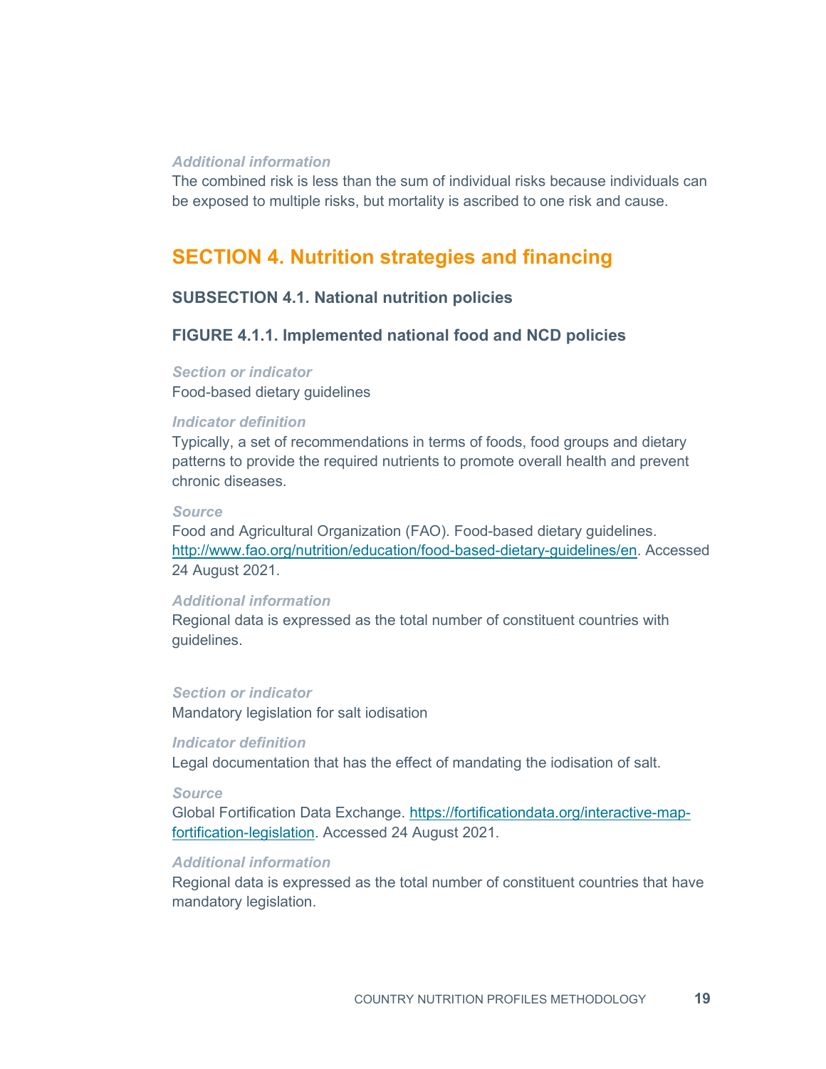*Additional information*

The combined risk is less than the sum of individual risks because individuals can be exposed to multiple risks, but mortality is ascribed to one risk and cause.

# SECTION 4. Nutrition strategies and financing

## SUBSECTION 4.1. National nutrition policies

### FIGURE 4.1.1. Implemented national food and NCD policies

*Section or indicator*

Food-based dietary guidelines

*Indicator definition*

Typically, a set of recommendations in terms of foods, food groups and dietary patterns to provide the required nutrients to promote overall health and prevent chronic diseases.

*Source*

Food and Agricultural Organization (FAO). Food-based dietary guidelines. http://www.fao.org/nutrition/education/food-based-dietary-guidelines/en. Accessed 24 August 2021.

*Additional information*

Regional data is expressed as the total number of constituent countries with guidelines.

*Section or indicator*

Mandatory legislation for salt iodisation

*Indicator definition*

Legal documentation that has the effect of mandating the iodisation of salt.

*Source*

Global Fortification Data Exchange. https://fortificationdata.org/interactive-map-fortification-legislation. Accessed 24 August 2021.

*Additional information*

Regional data is expressed as the total number of constituent countries that have mandatory legislation.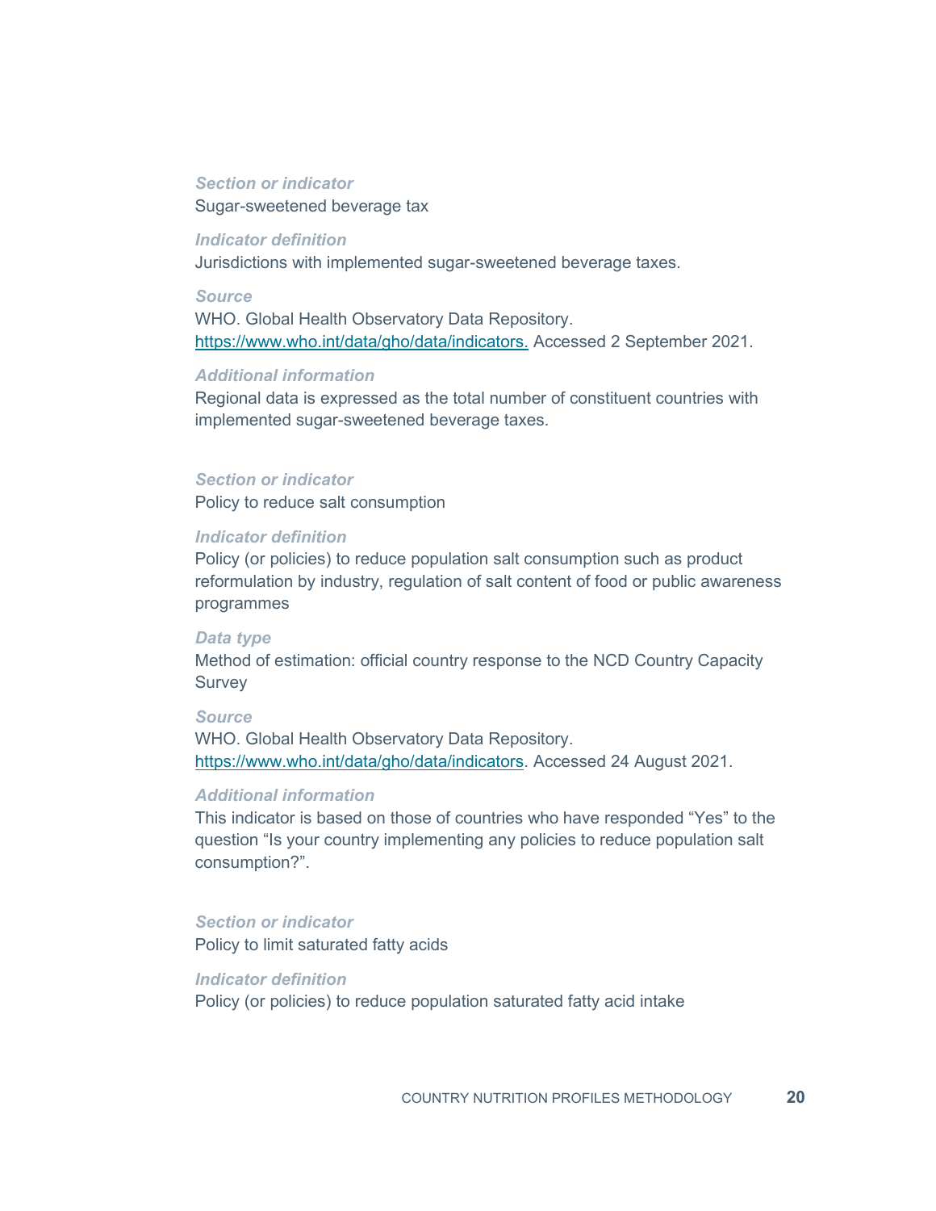*Section or indicator*

Sugar-sweetened beverage tax

*Indicator definition*

Jurisdictions with implemented sugar-sweetened beverage taxes.

*Source*

WHO. Global Health Observatory Data Repository. [https://www.who.int/data/gho/data/indicators.](https://www.who.int/data/gho/data/indicators) Accessed 2 September 2021.

*Additional information*

Regional data is expressed as the total number of constituent countries with implemented sugar-sweetened beverage taxes.

*Section or indicator*

Policy to reduce salt consumption

*Indicator definition*

Policy (or policies) to reduce population salt consumption such as product reformulation by industry, regulation of salt content of food or public awareness programmes

*Data type*

Method of estimation: official country response to the NCD Country Capacity Survey

*Source*

WHO. Global Health Observatory Data Repository. [https://www.who.int/data/gho/data/indicators](https://www.who.int/data/gho/data/indicators). Accessed 24 August 2021.

*Additional information*

This indicator is based on those of countries who have responded "Yes" to the question "Is your country implementing any policies to reduce population salt consumption?".

*Section or indicator*

Policy to limit saturated fatty acids

*Indicator definition*

Policy (or policies) to reduce population saturated fatty acid intake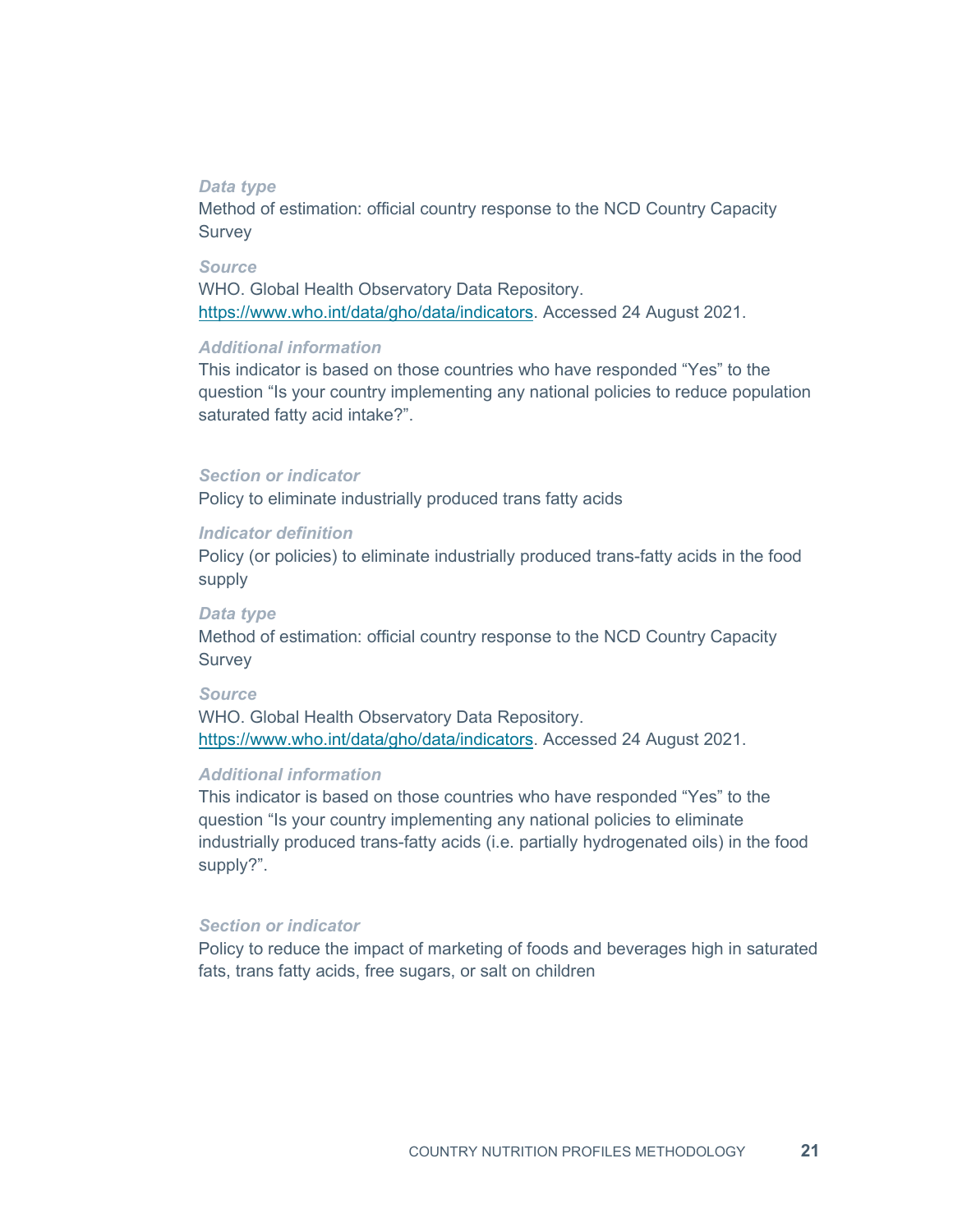*Data type*

Method of estimation: official country response to the NCD Country Capacity Survey

*Source*

WHO. Global Health Observatory Data Repository. https://www.who.int/data/gho/data/indicators. Accessed 24 August 2021.

*Additional information*

This indicator is based on those countries who have responded "Yes" to the question "Is your country implementing any national policies to reduce population saturated fatty acid intake?".

*Section or indicator*

Policy to eliminate industrially produced trans fatty acids

*Indicator definition*

Policy (or policies) to eliminate industrially produced trans-fatty acids in the food supply

*Data type*

Method of estimation: official country response to the NCD Country Capacity Survey

*Source*

WHO. Global Health Observatory Data Repository. https://www.who.int/data/gho/data/indicators. Accessed 24 August 2021.

*Additional information*

This indicator is based on those countries who have responded "Yes" to the question "Is your country implementing any national policies to eliminate industrially produced trans-fatty acids (i.e. partially hydrogenated oils) in the food supply?".

*Section or indicator*

Policy to reduce the impact of marketing of foods and beverages high in saturated fats, trans fatty acids, free sugars, or salt on children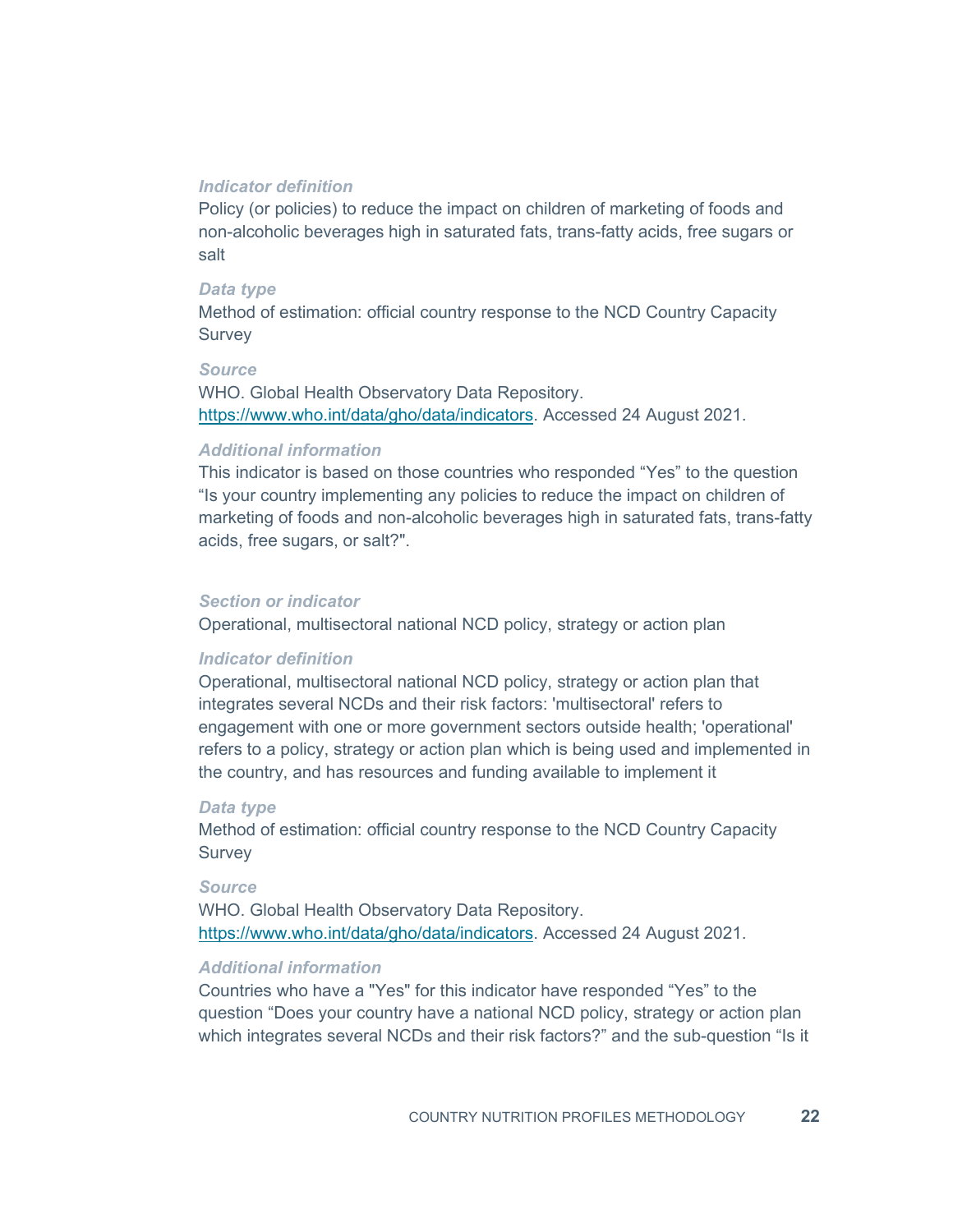*Indicator definition*

Policy (or policies) to reduce the impact on children of marketing of foods and non-alcoholic beverages high in saturated fats, trans-fatty acids, free sugars or salt

*Data type*

Method of estimation: official country response to the NCD Country Capacity Survey

*Source*

WHO. Global Health Observatory Data Repository. [https://www.who.int/data/gho/data/indicators](https://www.who.int/data/gho/data/indicators). Accessed 24 August 2021.

*Additional information*

This indicator is based on those countries who responded “Yes” to the question “Is your country implementing any policies to reduce the impact on children of marketing of foods and non-alcoholic beverages high in saturated fats, trans-fatty acids, free sugars, or salt?".

*Section or indicator*

Operational, multisectoral national NCD policy, strategy or action plan

*Indicator definition*

Operational, multisectoral national NCD policy, strategy or action plan that integrates several NCDs and their risk factors: 'multisectoral' refers to engagement with one or more government sectors outside health; 'operational' refers to a policy, strategy or action plan which is being used and implemented in the country, and has resources and funding available to implement it

*Data type*

Method of estimation: official country response to the NCD Country Capacity Survey

*Source*

WHO. Global Health Observatory Data Repository. [https://www.who.int/data/gho/data/indicators](https://www.who.int/data/gho/data/indicators). Accessed 24 August 2021.

*Additional information*

Countries who have a "Yes" for this indicator have responded “Yes” to the question “Does your country have a national NCD policy, strategy or action plan which integrates several NCDs and their risk factors?” and the sub-question “Is it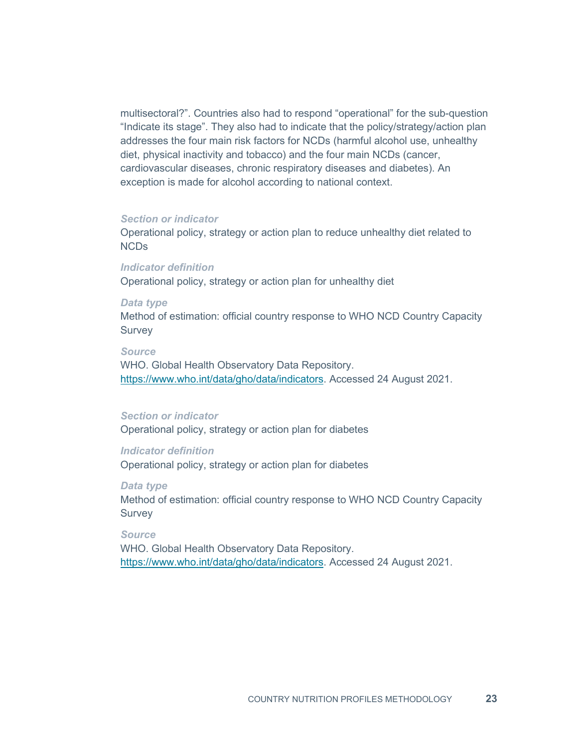multisectoral?". Countries also had to respond "operational" for the sub-question "Indicate its stage". They also had to indicate that the policy/strategy/action plan addresses the four main risk factors for NCDs (harmful alcohol use, unhealthy diet, physical inactivity and tobacco) and the four main NCDs (cancer, cardiovascular diseases, chronic respiratory diseases and diabetes). An exception is made for alcohol according to national context.

***Section or indicator***

Operational policy, strategy or action plan to reduce unhealthy diet related to NCDs

***Indicator definition***

Operational policy, strategy or action plan for unhealthy diet

***Data type***

Method of estimation: official country response to WHO NCD Country Capacity Survey

***Source***

WHO. Global Health Observatory Data Repository. https://www.who.int/data/gho/data/indicators. Accessed 24 August 2021.

***Section or indicator***

Operational policy, strategy or action plan for diabetes

***Indicator definition***

Operational policy, strategy or action plan for diabetes

***Data type***

Method of estimation: official country response to WHO NCD Country Capacity Survey

***Source***

WHO. Global Health Observatory Data Repository. https://www.who.int/data/gho/data/indicators. Accessed 24 August 2021.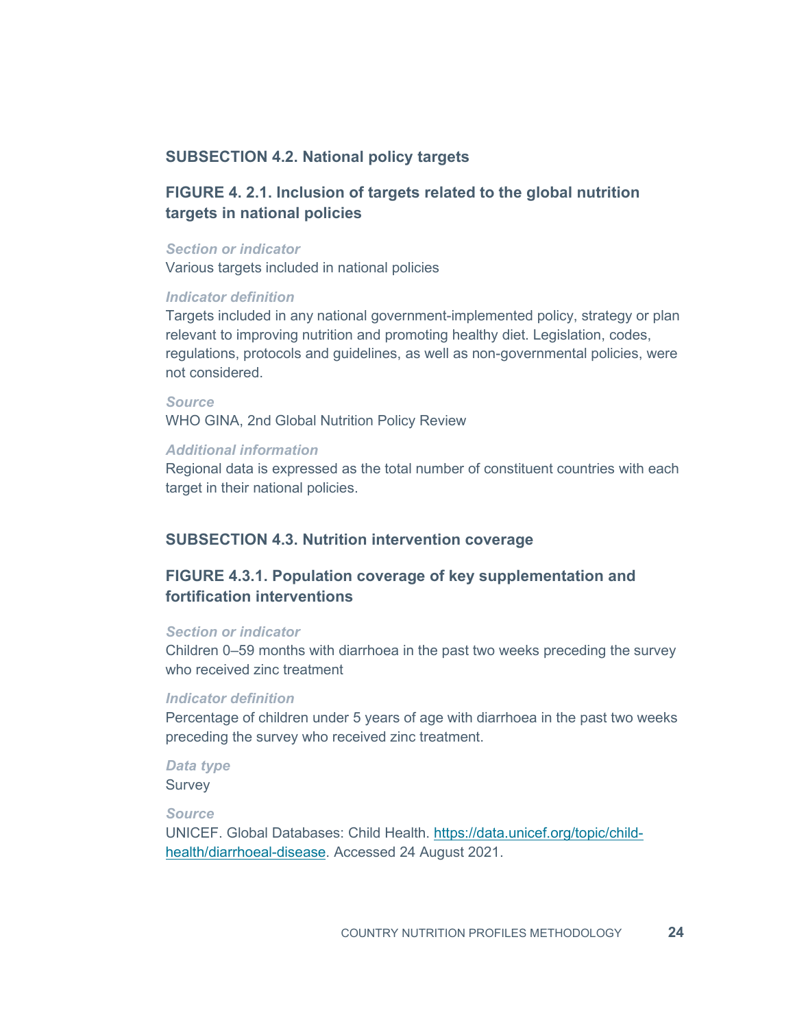## SUBSECTION 4.2. National policy targets

### FIGURE 4. 2.1. Inclusion of targets related to the global nutrition targets in national policies

***Section or indicator***

Various targets included in national policies

***Indicator definition***

Targets included in any national government-implemented policy, strategy or plan relevant to improving nutrition and promoting healthy diet. Legislation, codes, regulations, protocols and guidelines, as well as non-governmental policies, were not considered.

***Source***

WHO GINA, 2nd Global Nutrition Policy Review

***Additional information***

Regional data is expressed as the total number of constituent countries with each target in their national policies.

## SUBSECTION 4.3. Nutrition intervention coverage

### FIGURE 4.3.1. Population coverage of key supplementation and fortification interventions

***Section or indicator***

Children 0–59 months with diarrhoea in the past two weeks preceding the survey who received zinc treatment

***Indicator definition***

Percentage of children under 5 years of age with diarrhoea in the past two weeks preceding the survey who received zinc treatment.

***Data type***

Survey

***Source***

UNICEF. Global Databases: Child Health. [https://data.unicef.org/topic/child-health/diarrhoeal-disease](https://data.unicef.org/topic/child-health/diarrhoeal-disease). Accessed 24 August 2021.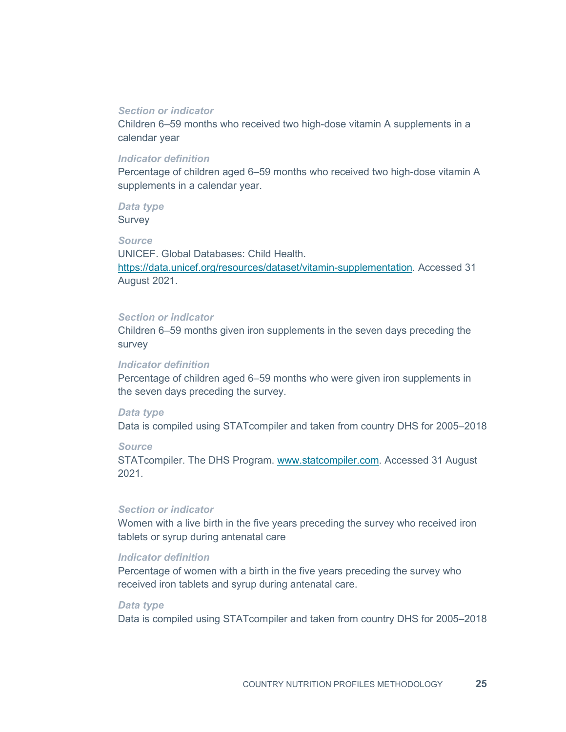*Section or indicator*
Children 6–59 months who received two high-dose vitamin A supplements in a calendar year

*Indicator definition*
Percentage of children aged 6–59 months who received two high-dose vitamin A supplements in a calendar year.

*Data type*
Survey

*Source*
UNICEF. Global Databases: Child Health. https://data.unicef.org/resources/dataset/vitamin-supplementation. Accessed 31 August 2021.

*Section or indicator*
Children 6–59 months given iron supplements in the seven days preceding the survey

*Indicator definition*
Percentage of children aged 6–59 months who were given iron supplements in the seven days preceding the survey.

*Data type*
Data is compiled using STATcompiler and taken from country DHS for 2005–2018

*Source*
STATcompiler. The DHS Program. www.statcompiler.com. Accessed 31 August 2021.

*Section or indicator*
Women with a live birth in the five years preceding the survey who received iron tablets or syrup during antenatal care

*Indicator definition*
Percentage of women with a birth in the five years preceding the survey who received iron tablets and syrup during antenatal care.

*Data type*
Data is compiled using STATcompiler and taken from country DHS for 2005–2018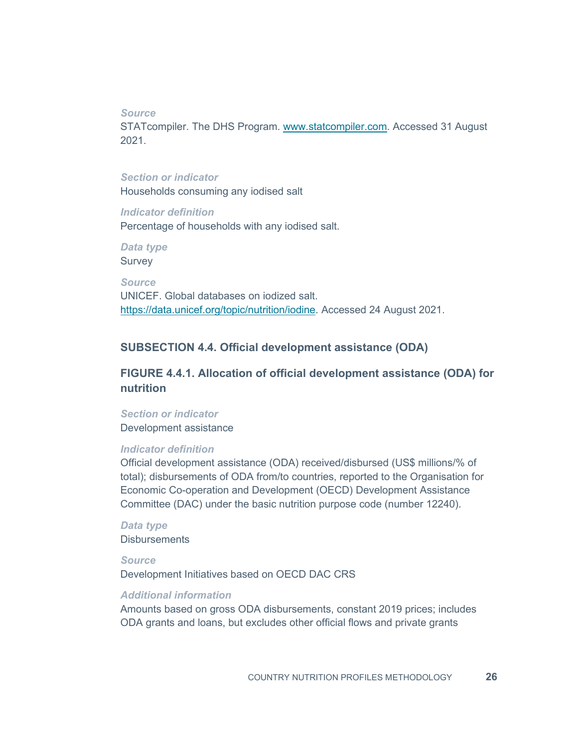*Source*

STATcompiler. The DHS Program. [www.statcompiler.com](www.statcompiler.com). Accessed 31 August 2021.

*Section or indicator*

Households consuming any iodised salt

*Indicator definition*

Percentage of households with any iodised salt.

*Data type*

Survey

*Source*

UNICEF. Global databases on iodized salt. [https://data.unicef.org/topic/nutrition/iodine](https://data.unicef.org/topic/nutrition/iodine). Accessed 24 August 2021.

## SUBSECTION 4.4. Official development assistance (ODA)

### FIGURE 4.4.1. Allocation of official development assistance (ODA) for nutrition

*Section or indicator*

Development assistance

*Indicator definition*

Official development assistance (ODA) received/disbursed (US$ millions/% of total); disbursements of ODA from/to countries, reported to the Organisation for Economic Co-operation and Development (OECD) Development Assistance Committee (DAC) under the basic nutrition purpose code (number 12240).

*Data type*

Disbursements

*Source*

Development Initiatives based on OECD DAC CRS

*Additional information*

Amounts based on gross ODA disbursements, constant 2019 prices; includes ODA grants and loans, but excludes other official flows and private grants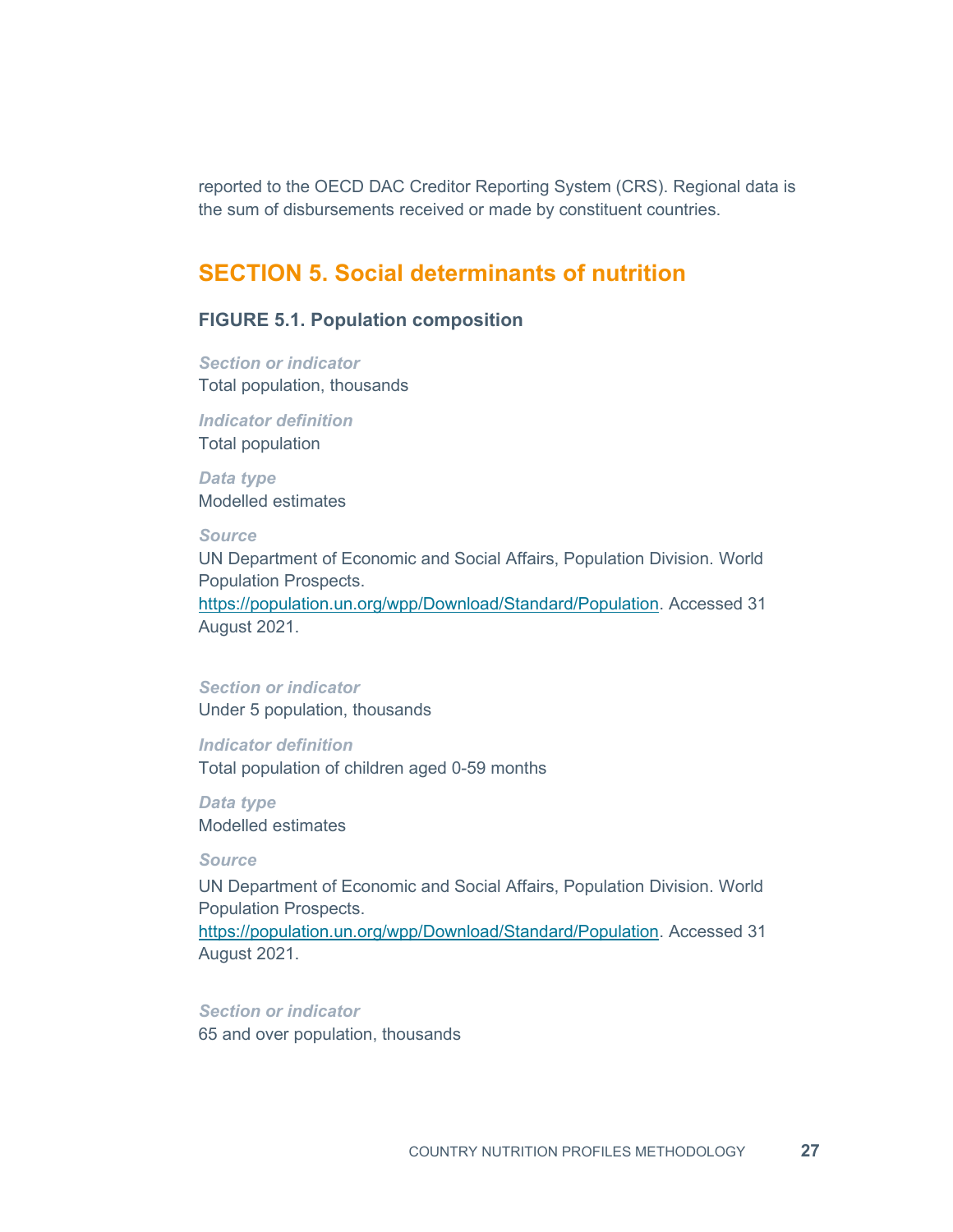reported to the OECD DAC Creditor Reporting System (CRS). Regional data is the sum of disbursements received or made by constituent countries.

## SECTION 5. Social determinants of nutrition

### FIGURE 5.1. Population composition

***Section or indicator***
Total population, thousands

***Indicator definition***
Total population

***Data type***
Modelled estimates

***Source***
UN Department of Economic and Social Affairs, Population Division. World Population Prospects. https://population.un.org/wpp/Download/Standard/Population. Accessed 31 August 2021.

***Section or indicator***
Under 5 population, thousands

***Indicator definition***
Total population of children aged 0-59 months

***Data type***
Modelled estimates

***Source***
UN Department of Economic and Social Affairs, Population Division. World Population Prospects. https://population.un.org/wpp/Download/Standard/Population. Accessed 31 August 2021.

***Section or indicator***
65 and over population, thousands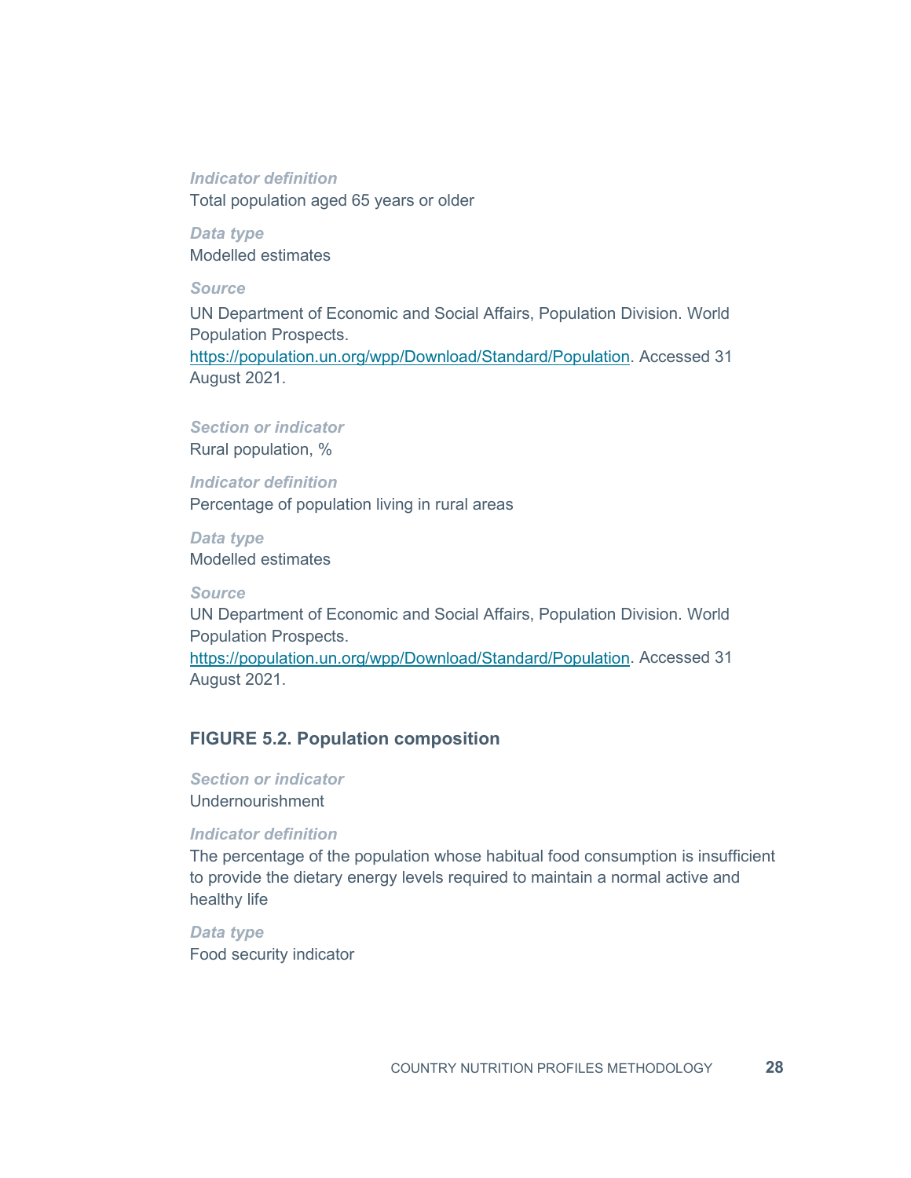*Indicator definition*

Total population aged 65 years or older

*Data type*

Modelled estimates

*Source*

UN Department of Economic and Social Affairs, Population Division. World Population Prospects. https://population.un.org/wpp/Download/Standard/Population. Accessed 31 August 2021.

*Section or indicator*

Rural population, %

*Indicator definition*

Percentage of population living in rural areas

*Data type*

Modelled estimates

*Source*

UN Department of Economic and Social Affairs, Population Division. World Population Prospects. https://population.un.org/wpp/Download/Standard/Population. Accessed 31 August 2021.

### FIGURE 5.2. Population composition

*Section or indicator*

Undernourishment

*Indicator definition*

The percentage of the population whose habitual food consumption is insufficient to provide the dietary energy levels required to maintain a normal active and healthy life

*Data type*

Food security indicator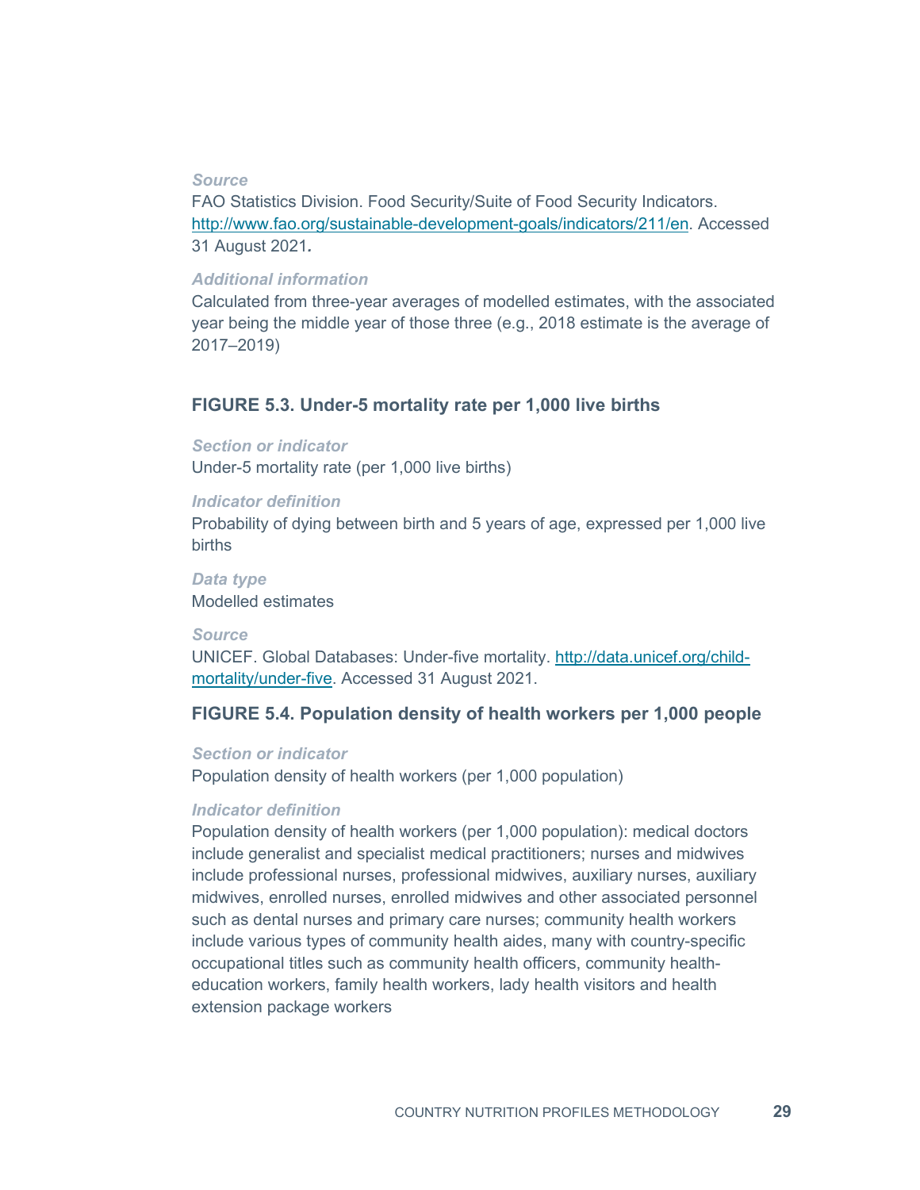*Source*

FAO Statistics Division. Food Security/Suite of Food Security Indicators. http://www.fao.org/sustainable-development-goals/indicators/211/en. Accessed 31 August 2021.

*Additional information*

Calculated from three-year averages of modelled estimates, with the associated year being the middle year of those three (e.g., 2018 estimate is the average of 2017–2019)

### FIGURE 5.3. Under-5 mortality rate per 1,000 live births

*Section or indicator*

Under-5 mortality rate (per 1,000 live births)

*Indicator definition*

Probability of dying between birth and 5 years of age, expressed per 1,000 live births

*Data type*

Modelled estimates

*Source*

UNICEF. Global Databases: Under-five mortality. http://data.unicef.org/child-mortality/under-five. Accessed 31 August 2021.

### FIGURE 5.4. Population density of health workers per 1,000 people

*Section or indicator*

Population density of health workers (per 1,000 population)

*Indicator definition*

Population density of health workers (per 1,000 population): medical doctors include generalist and specialist medical practitioners; nurses and midwives include professional nurses, professional midwives, auxiliary nurses, auxiliary midwives, enrolled nurses, enrolled midwives and other associated personnel such as dental nurses and primary care nurses; community health workers include various types of community health aides, many with country-specific occupational titles such as community health officers, community health-education workers, family health workers, lady health visitors and health extension package workers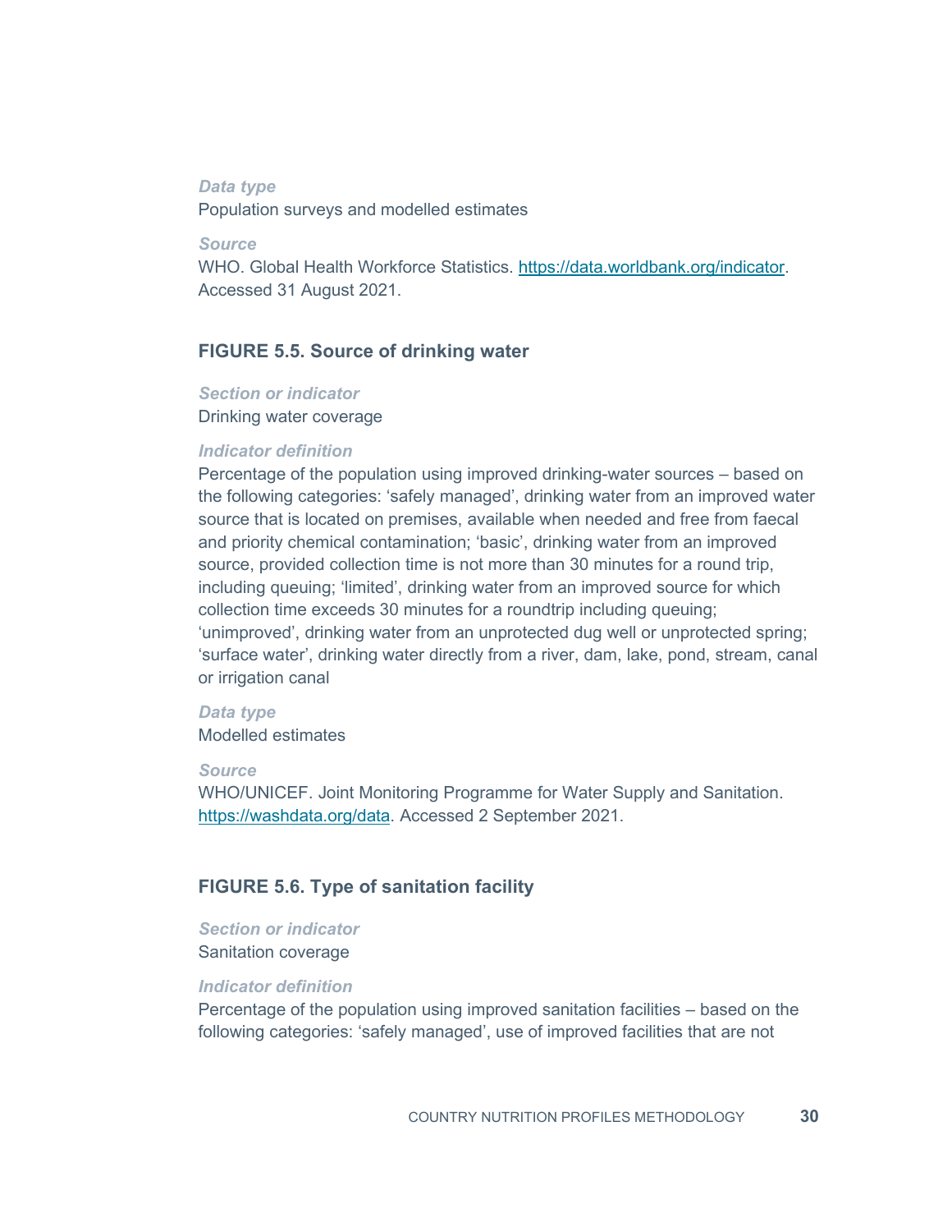*Data type*

Population surveys and modelled estimates

*Source*

WHO. Global Health Workforce Statistics. https://data.worldbank.org/indicator. Accessed 31 August 2021.

### FIGURE 5.5. Source of drinking water

*Section or indicator*

Drinking water coverage

*Indicator definition*

Percentage of the population using improved drinking-water sources – based on the following categories: 'safely managed', drinking water from an improved water source that is located on premises, available when needed and free from faecal and priority chemical contamination; 'basic', drinking water from an improved source, provided collection time is not more than 30 minutes for a round trip, including queuing; 'limited', drinking water from an improved source for which collection time exceeds 30 minutes for a roundtrip including queuing; 'unimproved', drinking water from an unprotected dug well or unprotected spring; 'surface water', drinking water directly from a river, dam, lake, pond, stream, canal or irrigation canal

*Data type*

Modelled estimates

*Source*

WHO/UNICEF. Joint Monitoring Programme for Water Supply and Sanitation. https://washdata.org/data. Accessed 2 September 2021.

### FIGURE 5.6. Type of sanitation facility

*Section or indicator*

Sanitation coverage

*Indicator definition*

Percentage of the population using improved sanitation facilities – based on the following categories: 'safely managed', use of improved facilities that are not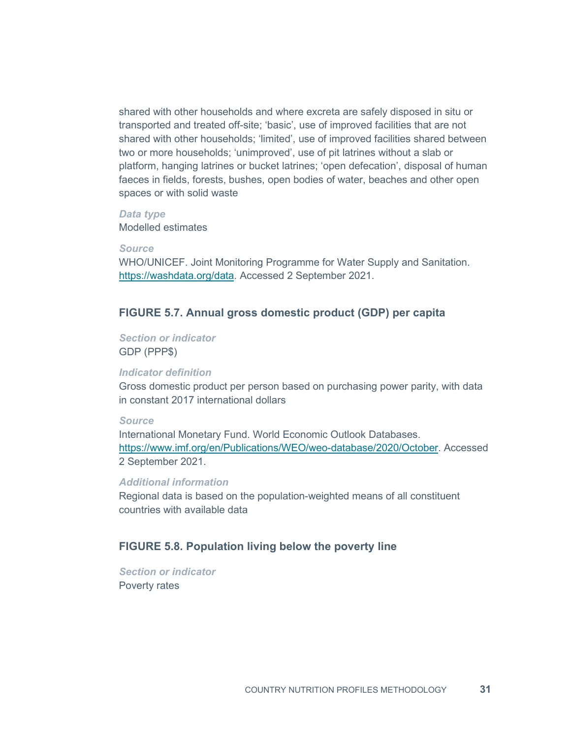shared with other households and where excreta are safely disposed in situ or transported and treated off-site; 'basic', use of improved facilities that are not shared with other households; 'limited', use of improved facilities shared between two or more households; 'unimproved', use of pit latrines without a slab or platform, hanging latrines or bucket latrines; 'open defecation', disposal of human faeces in fields, forests, bushes, open bodies of water, beaches and other open spaces or with solid waste

***Data type***

Modelled estimates

***Source***

WHO/UNICEF. Joint Monitoring Programme for Water Supply and Sanitation. https://washdata.org/data. Accessed 2 September 2021.

### FIGURE 5.7. Annual gross domestic product (GDP) per capita

***Section or indicator***

GDP (PPP$)

***Indicator definition***

Gross domestic product per person based on purchasing power parity, with data in constant 2017 international dollars

***Source***

International Monetary Fund. World Economic Outlook Databases. https://www.imf.org/en/Publications/WEO/weo-database/2020/October. Accessed 2 September 2021.

***Additional information***

Regional data is based on the population-weighted means of all constituent countries with available data

### FIGURE 5.8. Population living below the poverty line

***Section or indicator***

Poverty rates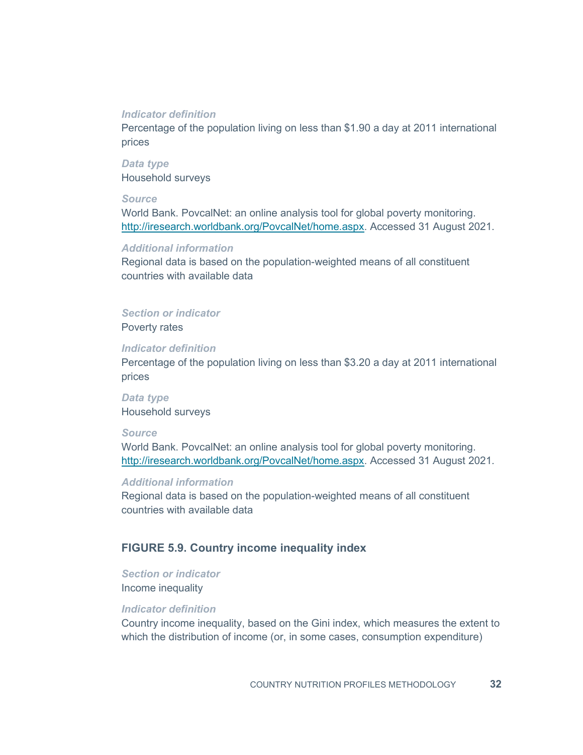*Indicator definition*
Percentage of the population living on less than $1.90 a day at 2011 international prices

*Data type*
Household surveys

*Source*
World Bank. PovcalNet: an online analysis tool for global poverty monitoring. http://iresearch.worldbank.org/PovcalNet/home.aspx. Accessed 31 August 2021.

*Additional information*
Regional data is based on the population-weighted means of all constituent countries with available data

*Section or indicator*
Poverty rates

*Indicator definition*
Percentage of the population living on less than $3.20 a day at 2011 international prices

*Data type*
Household surveys

*Source*
World Bank. PovcalNet: an online analysis tool for global poverty monitoring. http://iresearch.worldbank.org/PovcalNet/home.aspx. Accessed 31 August 2021.

*Additional information*
Regional data is based on the population-weighted means of all constituent countries with available data

### FIGURE 5.9. Country income inequality index

*Section or indicator*
Income inequality

*Indicator definition*
Country income inequality, based on the Gini index, which measures the extent to which the distribution of income (or, in some cases, consumption expenditure)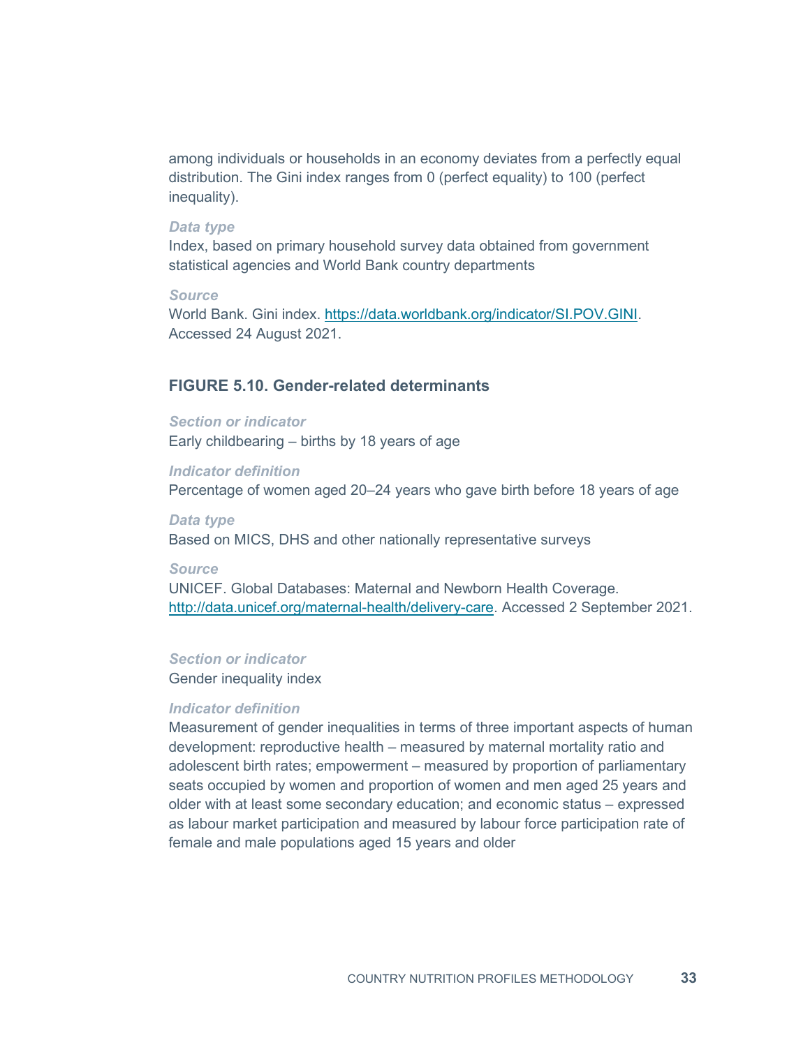among individuals or households in an economy deviates from a perfectly equal distribution. The Gini index ranges from 0 (perfect equality) to 100 (perfect inequality).

***Data type***

Index, based on primary household survey data obtained from government statistical agencies and World Bank country departments

***Source***

World Bank. Gini index. [https://data.worldbank.org/indicator/SI.POV.GINI](https://data.worldbank.org/indicator/SI.POV.GINI). Accessed 24 August 2021.

### FIGURE 5.10. Gender-related determinants

***Section or indicator***

Early childbearing – births by 18 years of age

***Indicator definition***

Percentage of women aged 20–24 years who gave birth before 18 years of age

***Data type***

Based on MICS, DHS and other nationally representative surveys

***Source***

UNICEF. Global Databases: Maternal and Newborn Health Coverage. [http://data.unicef.org/maternal-health/delivery-care](http://data.unicef.org/maternal-health/delivery-care). Accessed 2 September 2021.

***Section or indicator***

Gender inequality index

***Indicator definition***

Measurement of gender inequalities in terms of three important aspects of human development: reproductive health – measured by maternal mortality ratio and adolescent birth rates; empowerment – measured by proportion of parliamentary seats occupied by women and proportion of women and men aged 25 years and older with at least some secondary education; and economic status – expressed as labour market participation and measured by labour force participation rate of female and male populations aged 15 years and older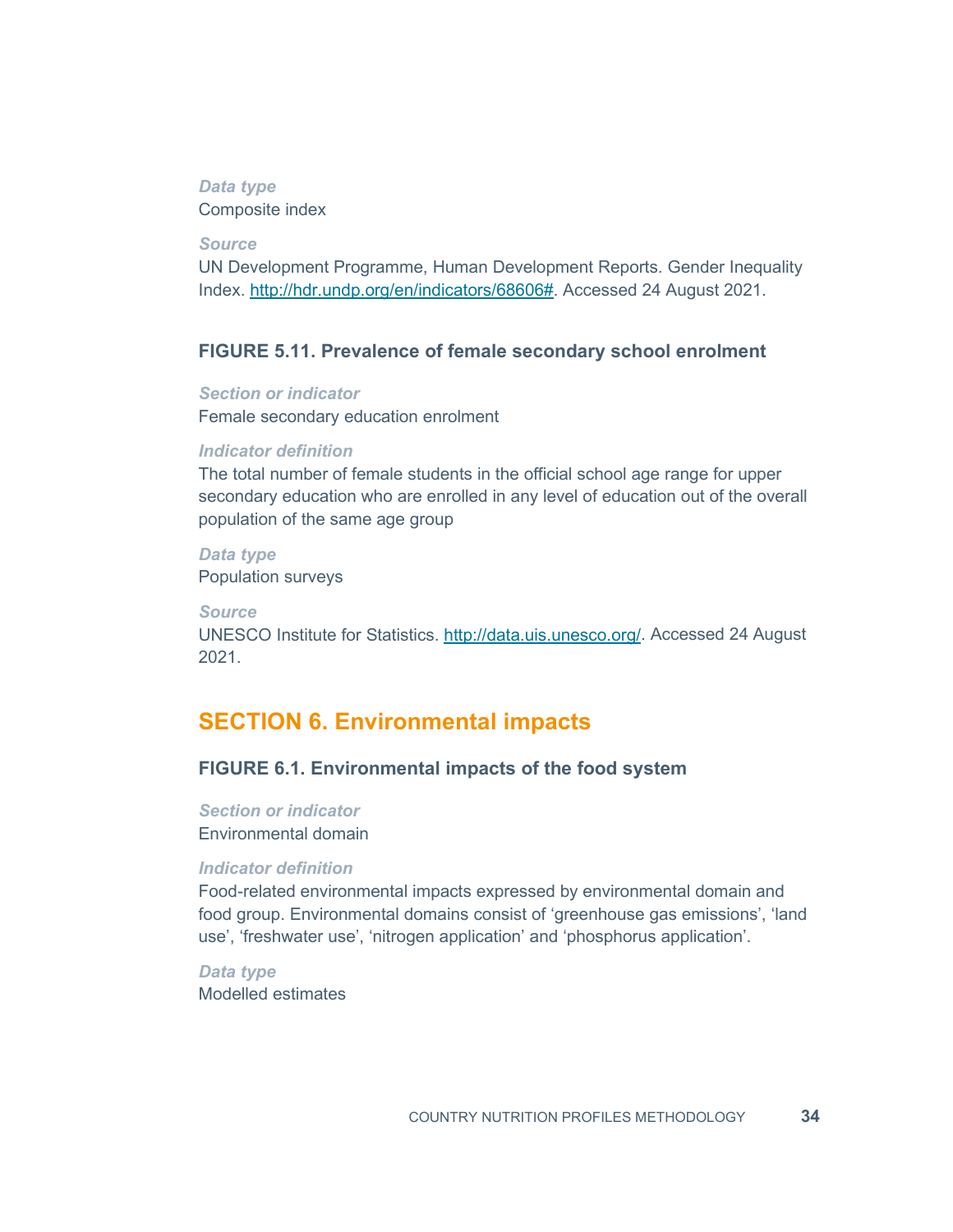*Data type*
Composite index

*Source*
UN Development Programme, Human Development Reports. Gender Inequality Index. http://hdr.undp.org/en/indicators/68606#. Accessed 24 August 2021.

### FIGURE 5.11. Prevalence of female secondary school enrolment

*Section or indicator*
Female secondary education enrolment

*Indicator definition*
The total number of female students in the official school age range for upper secondary education who are enrolled in any level of education out of the overall population of the same age group

*Data type*
Population surveys

*Source*
UNESCO Institute for Statistics. http://data.uis.unesco.org/. Accessed 24 August 2021.

## SECTION 6. Environmental impacts

### FIGURE 6.1. Environmental impacts of the food system

*Section or indicator*
Environmental domain

*Indicator definition*
Food-related environmental impacts expressed by environmental domain and food group. Environmental domains consist of 'greenhouse gas emissions', 'land use', 'freshwater use', 'nitrogen application' and 'phosphorus application'.

*Data type*
Modelled estimates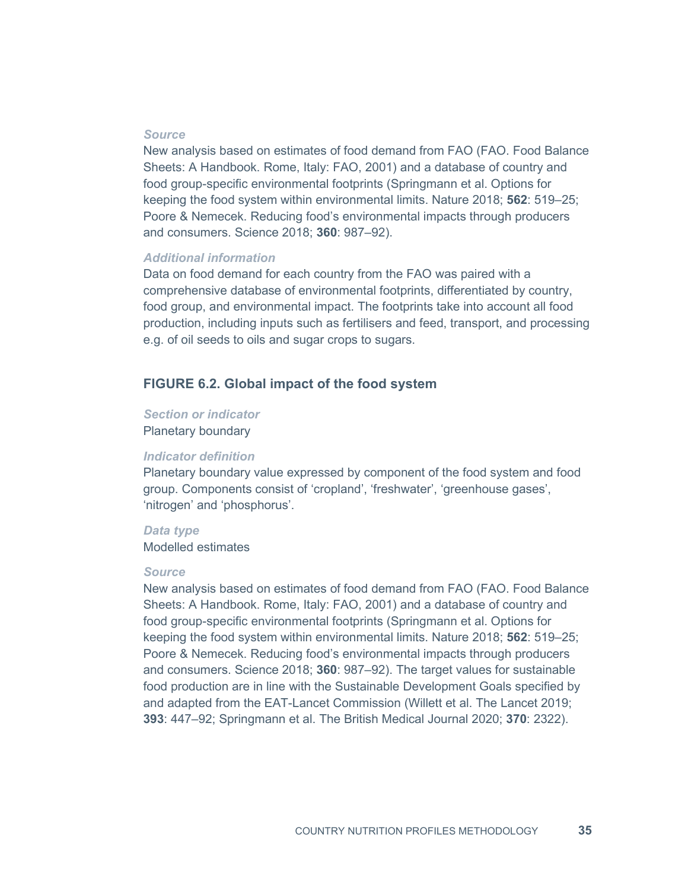***Source***

New analysis based on estimates of food demand from FAO (FAO. Food Balance Sheets: A Handbook. Rome, Italy: FAO, 2001) and a database of country and food group-specific environmental footprints (Springmann et al. Options for keeping the food system within environmental limits. Nature 2018; **562**: 519–25; Poore & Nemecek. Reducing food's environmental impacts through producers and consumers. Science 2018; **360**: 987–92).

***Additional information***

Data on food demand for each country from the FAO was paired with a comprehensive database of environmental footprints, differentiated by country, food group, and environmental impact. The footprints take into account all food production, including inputs such as fertilisers and feed, transport, and processing e.g. of oil seeds to oils and sugar crops to sugars.

## FIGURE 6.2. Global impact of the food system

***Section or indicator***

Planetary boundary

***Indicator definition***

Planetary boundary value expressed by component of the food system and food group. Components consist of 'cropland', 'freshwater', 'greenhouse gases', 'nitrogen' and 'phosphorus'.

***Data type***

Modelled estimates

***Source***

New analysis based on estimates of food demand from FAO (FAO. Food Balance Sheets: A Handbook. Rome, Italy: FAO, 2001) and a database of country and food group-specific environmental footprints (Springmann et al. Options for keeping the food system within environmental limits. Nature 2018; **562**: 519–25; Poore & Nemecek. Reducing food's environmental impacts through producers and consumers. Science 2018; **360**: 987–92). The target values for sustainable food production are in line with the Sustainable Development Goals specified by and adapted from the EAT-Lancet Commission (Willett et al. The Lancet 2019; **393**: 447–92; Springmann et al. The British Medical Journal 2020; **370**: 2322).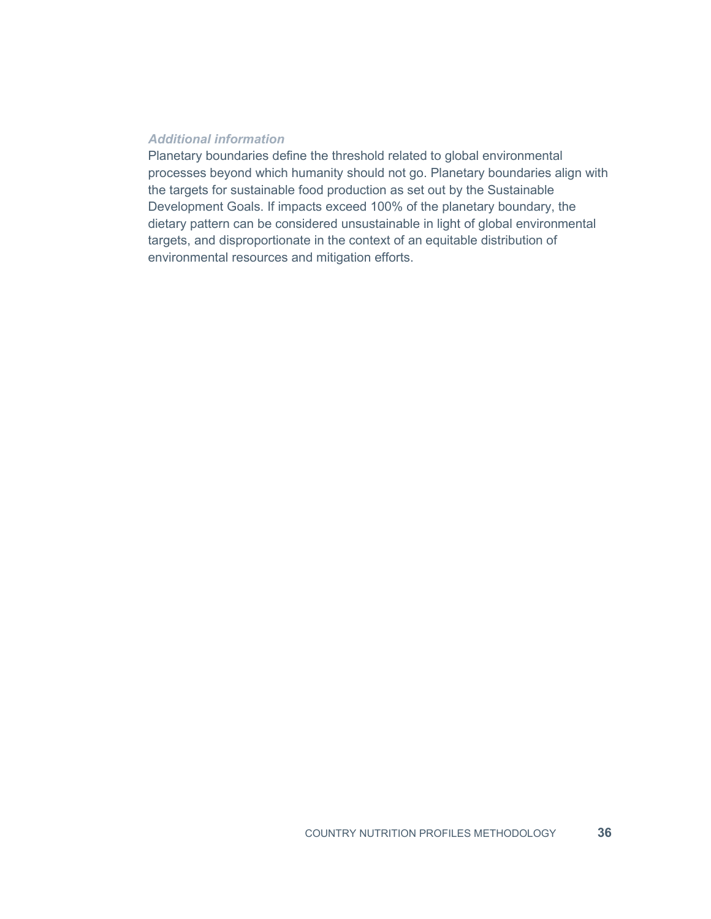*Additional information*

Planetary boundaries define the threshold related to global environmental processes beyond which humanity should not go. Planetary boundaries align with the targets for sustainable food production as set out by the Sustainable Development Goals. If impacts exceed 100% of the planetary boundary, the dietary pattern can be considered unsustainable in light of global environmental targets, and disproportionate in the context of an equitable distribution of environmental resources and mitigation efforts.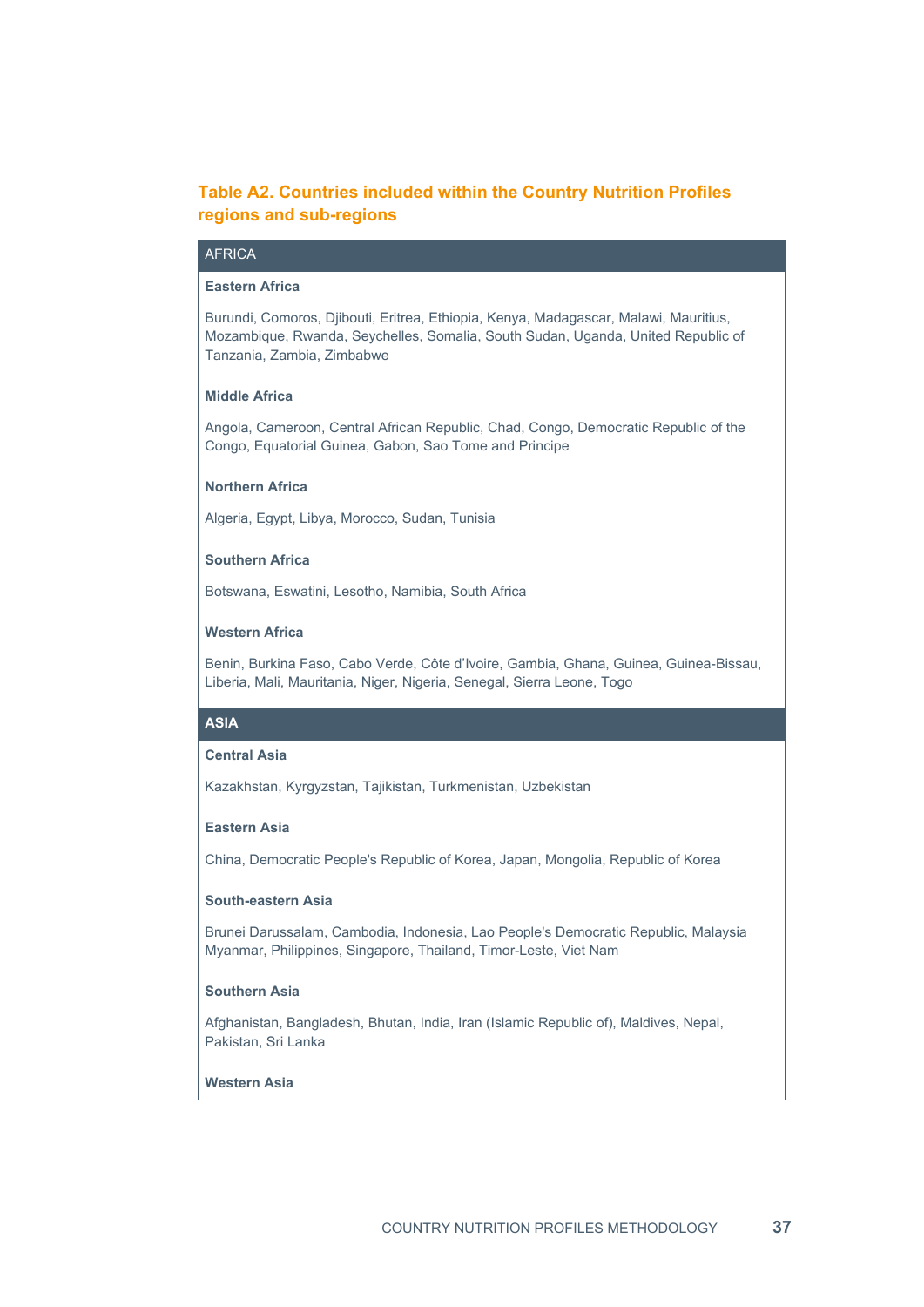**Table A2. Countries included within the Country Nutrition Profiles regions and sub-regions**

| AFRICA |
| --- |
| **Eastern Africa** |
| Burundi, Comoros, Djibouti, Eritrea, Ethiopia, Kenya, Madagascar, Malawi, Mauritius, Mozambique, Rwanda, Seychelles, Somalia, South Sudan, Uganda, United Republic of Tanzania, Zambia, Zimbabwe |
| **Middle Africa** |
| Angola, Cameroon, Central African Republic, Chad, Congo, Democratic Republic of the Congo, Equatorial Guinea, Gabon, Sao Tome and Principe |
| **Northern Africa** |
| Algeria, Egypt, Libya, Morocco, Sudan, Tunisia |
| **Southern Africa** |
| Botswana, Eswatini, Lesotho, Namibia, South Africa |
| **Western Africa** |
| Benin, Burkina Faso, Cabo Verde, Côte d'Ivoire, Gambia, Ghana, Guinea, Guinea-Bissau, Liberia, Mali, Mauritania, Niger, Nigeria, Senegal, Sierra Leone, Togo |
| **ASIA** |
| **Central Asia** |
| Kazakhstan, Kyrgyzstan, Tajikistan, Turkmenistan, Uzbekistan |
| **Eastern Asia** |
| China, Democratic People's Republic of Korea, Japan, Mongolia, Republic of Korea |
| **South-eastern Asia** |
| Brunei Darussalam, Cambodia, Indonesia, Lao People's Democratic Republic, Malaysia Myanmar, Philippines, Singapore, Thailand, Timor-Leste, Viet Nam |
| **Southern Asia** |
| Afghanistan, Bangladesh, Bhutan, India, Iran (Islamic Republic of), Maldives, Nepal, Pakistan, Sri Lanka |
| **Western Asia** |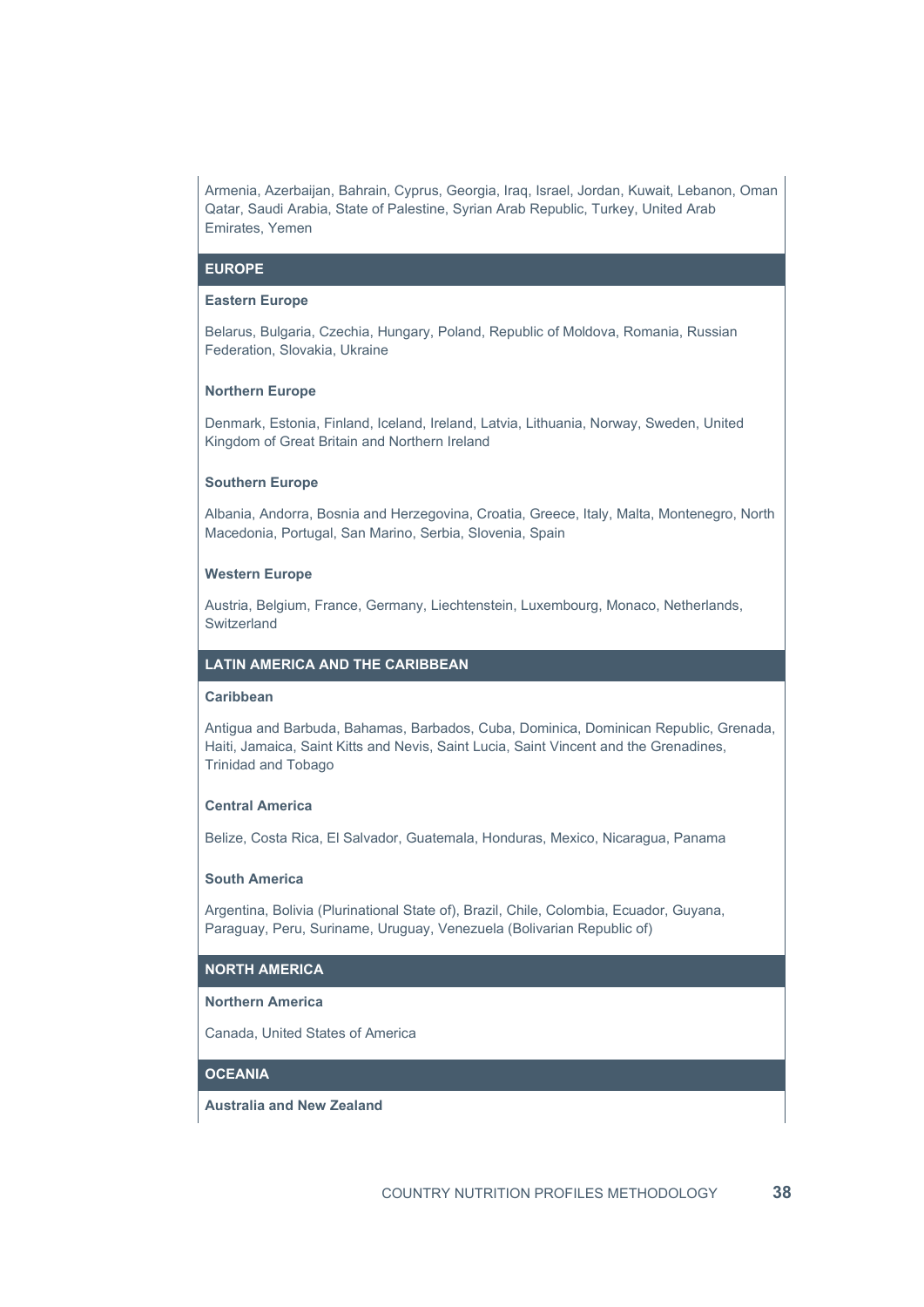Armenia, Azerbaijan, Bahrain, Cyprus, Georgia, Iraq, Israel, Jordan, Kuwait, Lebanon, Oman Qatar, Saudi Arabia, State of Palestine, Syrian Arab Republic, Turkey, United Arab Emirates, Yemen

## EUROPE

**Eastern Europe**

Belarus, Bulgaria, Czechia, Hungary, Poland, Republic of Moldova, Romania, Russian Federation, Slovakia, Ukraine

**Northern Europe**

Denmark, Estonia, Finland, Iceland, Ireland, Latvia, Lithuania, Norway, Sweden, United Kingdom of Great Britain and Northern Ireland

**Southern Europe**

Albania, Andorra, Bosnia and Herzegovina, Croatia, Greece, Italy, Malta, Montenegro, North Macedonia, Portugal, San Marino, Serbia, Slovenia, Spain

**Western Europe**

Austria, Belgium, France, Germany, Liechtenstein, Luxembourg, Monaco, Netherlands, Switzerland

## LATIN AMERICA AND THE CARIBBEAN

**Caribbean**

Antigua and Barbuda, Bahamas, Barbados, Cuba, Dominica, Dominican Republic, Grenada, Haiti, Jamaica, Saint Kitts and Nevis, Saint Lucia, Saint Vincent and the Grenadines, Trinidad and Tobago

**Central America**

Belize, Costa Rica, El Salvador, Guatemala, Honduras, Mexico, Nicaragua, Panama

**South America**

Argentina, Bolivia (Plurinational State of), Brazil, Chile, Colombia, Ecuador, Guyana, Paraguay, Peru, Suriname, Uruguay, Venezuela (Bolivarian Republic of)

## NORTH AMERICA

**Northern America**

Canada, United States of America

## OCEANIA

**Australia and New Zealand**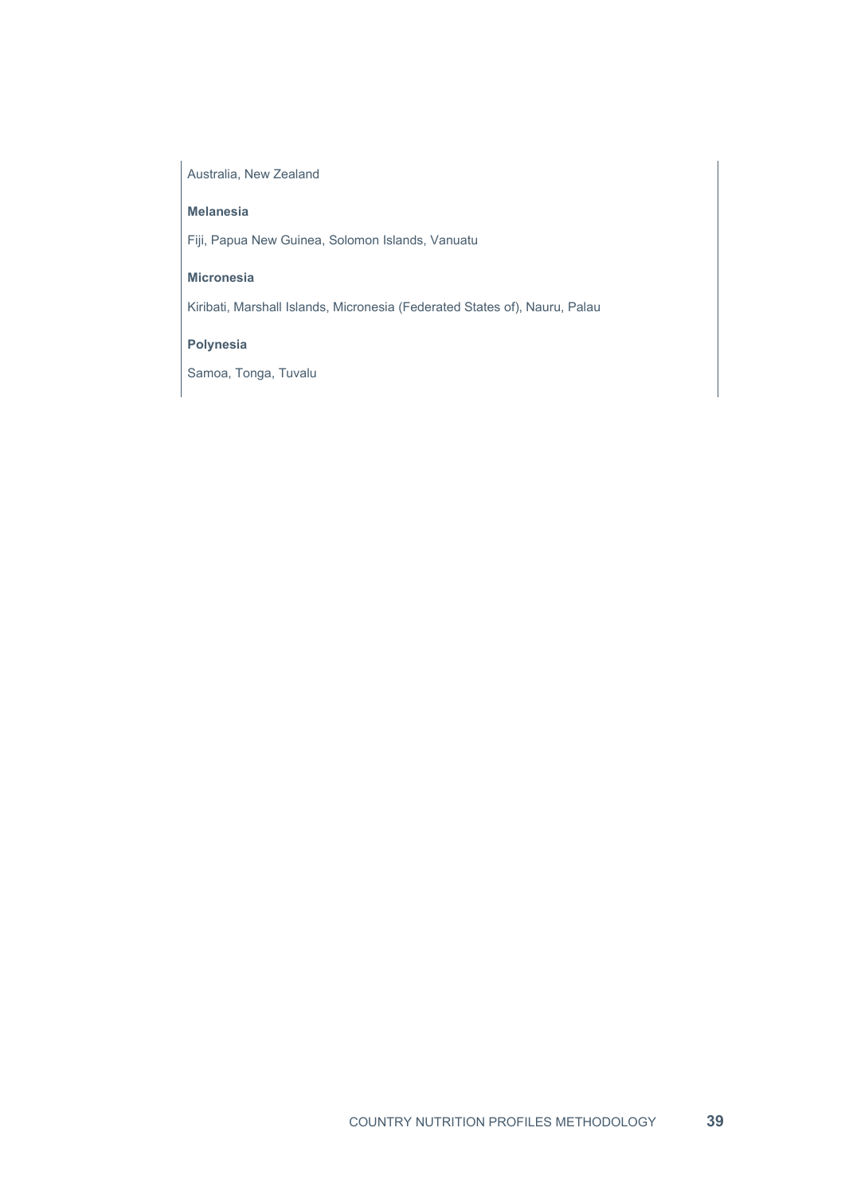Australia, New Zealand

**Melanesia**

Fiji, Papua New Guinea, Solomon Islands, Vanuatu

**Micronesia**

Kiribati, Marshall Islands, Micronesia (Federated States of), Nauru, Palau

**Polynesia**

Samoa, Tonga, Tuvalu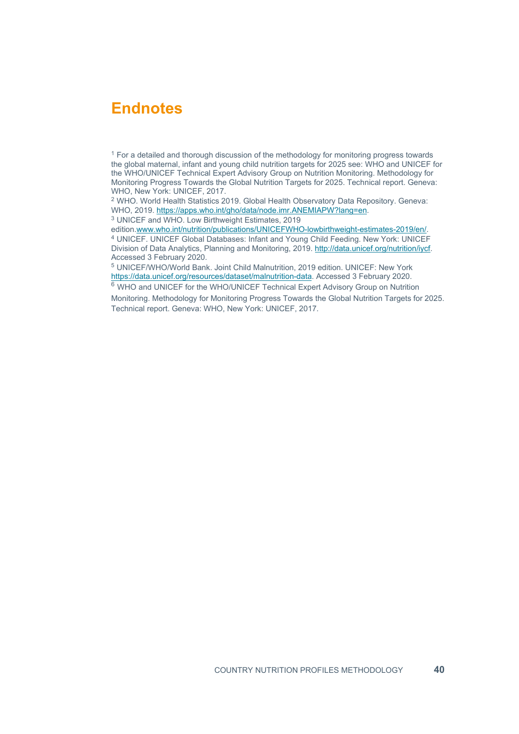# Endnotes

[1] For a detailed and thorough discussion of the methodology for monitoring progress towards the global maternal, infant and young child nutrition targets for 2025 see: WHO and UNICEF for the WHO/UNICEF Technical Expert Advisory Group on Nutrition Monitoring. Methodology for Monitoring Progress Towards the Global Nutrition Targets for 2025. Technical report. Geneva: WHO, New York: UNICEF, 2017.

[2] WHO. World Health Statistics 2019. Global Health Observatory Data Repository. Geneva: WHO, 2019. https://apps.who.int/gho/data/node.imr.ANEMIAPW?lang=en.

[3] UNICEF and WHO. Low Birthweight Estimates, 2019 edition.www.who.int/nutrition/publications/UNICEFWHO-lowbirthweight-estimates-2019/en/.

[4] UNICEF. UNICEF Global Databases: Infant and Young Child Feeding. New York: UNICEF Division of Data Analytics, Planning and Monitoring, 2019. http://data.unicef.org/nutrition/iycf. Accessed 3 February 2020.

[5] UNICEF/WHO/World Bank. Joint Child Malnutrition, 2019 edition. UNICEF: New York https://data.unicef.org/resources/dataset/malnutrition-data. Accessed 3 February 2020.

[6] WHO and UNICEF for the WHO/UNICEF Technical Expert Advisory Group on Nutrition Monitoring. Methodology for Monitoring Progress Towards the Global Nutrition Targets for 2025. Technical report. Geneva: WHO, New York: UNICEF, 2017.